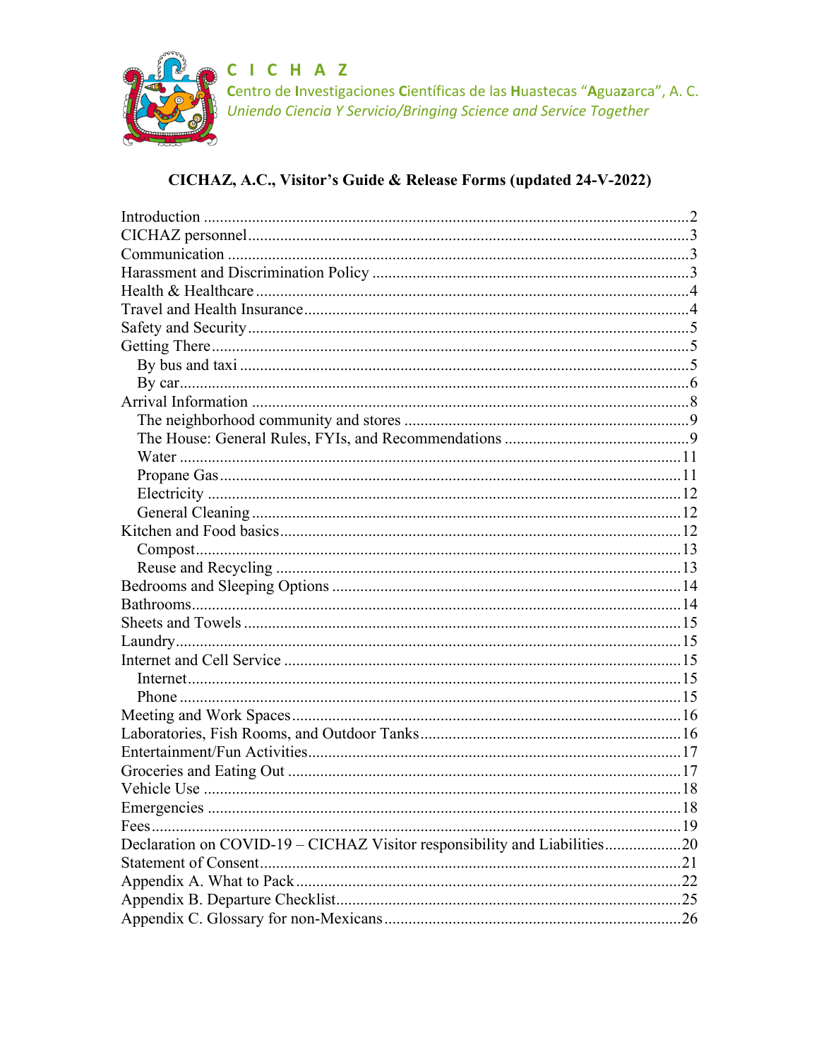**C I C H A Z**

**C**entro de **I**nvestigaciones **C**ientíficas de las **H**uastecas "**A**gua**z**arca", A. C.

*Uniendo Ciencia Y Servicio/Bringing Science and Service Together*

# CICHAZ, A.C., Visitor's Guide & Release Forms (updated 24-V-2022)

Introduction ........................................................................ 2
CICHAZ personnel ........................................................................ 3
Communication ........................................................................ 3
Harassment and Discrimination Policy ........................................................................ 3
Health & Healthcare ........................................................................ 4
Travel and Health Insurance ........................................................................ 4
Safety and Security ........................................................................ 5
Getting There ........................................................................ 5
- By bus and taxi ........................................................................ 5
- By car ........................................................................ 6

Arrival Information ........................................................................ 8
- The neighborhood community and stores ........................................................................ 9
- The House: General Rules, FYIs, and Recommendations ........................................................................ 9
- Water ........................................................................ 11
- Propane Gas ........................................................................ 11
- Electricity ........................................................................ 12
- General Cleaning ........................................................................ 12

Kitchen and Food basics ........................................................................ 12
- Compost ........................................................................ 13
- Reuse and Recycling ........................................................................ 13

Bedrooms and Sleeping Options ........................................................................ 14
Bathrooms ........................................................................ 14
Sheets and Towels ........................................................................ 15
Laundry ........................................................................ 15
Internet and Cell Service ........................................................................ 15
- Internet ........................................................................ 15
- Phone ........................................................................ 15

Meeting and Work Spaces ........................................................................ 16
Laboratories, Fish Rooms, and Outdoor Tanks ........................................................................ 16
Entertainment/Fun Activities ........................................................................ 17
Groceries and Eating Out ........................................................................ 17
Vehicle Use ........................................................................ 18
Emergencies ........................................................................ 18
Fees ........................................................................ 19
Declaration on COVID-19 – CICHAZ Visitor responsibility and Liabilities ........................................................................ 20
Statement of Consent ........................................................................ 21
Appendix A. What to Pack ........................................................................ 22
Appendix B. Departure Checklist ........................................................................ 25
Appendix C. Glossary for non-Mexicans ........................................................................ 26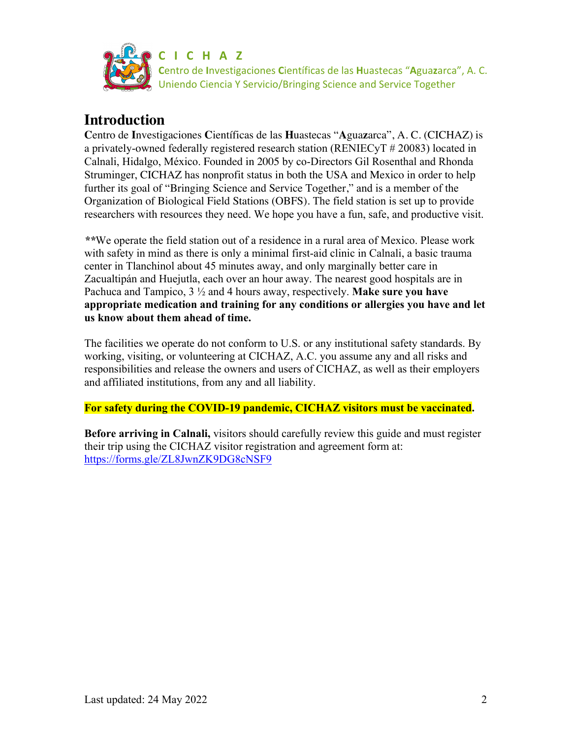**C I C H A Z**
**C**entro de **I**nvestigaciones **C**ientíficas de las **H**uastecas "**A**gua**z**arca", A. C.
Uniendo Ciencia Y Servicio/Bringing Science and Service Together

# Introduction

**C**entro de **I**nvestigaciones **C**ientíficas de las **H**uastecas "**A**gua**z**arca", A. C. (CICHAZ) is a privately-owned federally registered research station (RENIECyT # 20083) located in Calnali, Hidalgo, México. Founded in 2005 by co-Directors Gil Rosenthal and Rhonda Struminger, CICHAZ has nonprofit status in both the USA and Mexico in order to help further its goal of "Bringing Science and Service Together," and is a member of the Organization of Biological Field Stations (OBFS). The field station is set up to provide researchers with resources they need. We hope you have a fun, safe, and productive visit.

**We operate the field station out of a residence in a rural area of Mexico. Please work with safety in mind as there is only a minimal first-aid clinic in Calnali, a basic trauma center in Tlanchinol about 45 minutes away, and only marginally better care in Zacualtipán and Huejutla, each over an hour away. The nearest good hospitals are in Pachuca and Tampico, 3 ½ and 4 hours away, respectively. **Make sure you have appropriate medication and training for any conditions or allergies you have and let us know about them ahead of time.**

The facilities we operate do not conform to U.S. or any institutional safety standards. By working, visiting, or volunteering at CICHAZ, A.C. you assume any and all risks and responsibilities and release the owners and users of CICHAZ, as well as their employers and affiliated institutions, from any and all liability.

**For safety during the COVID-19 pandemic, CICHAZ visitors must be vaccinated.**

**Before arriving in Calnali,** visitors should carefully review this guide and must register their trip using the CICHAZ visitor registration and agreement form at: https://forms.gle/ZL8JwnZK9DG8cNSF9

Last updated: 24 May 2022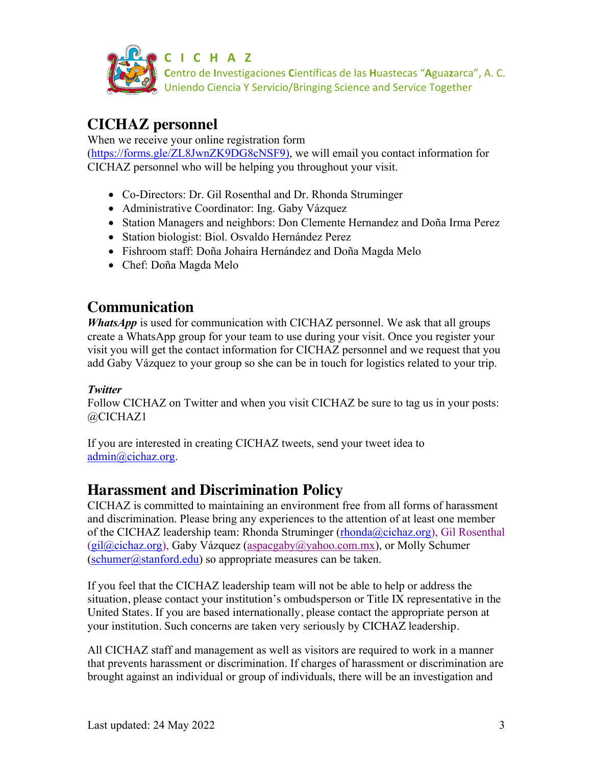**C I C H A Z**
**C**entro de **I**nvestigaciones **C**ientíficas de las **H**uastecas "**A**gua**z**arca", A. C.
Uniendo Ciencia Y Servicio/Bringing Science and Service Together

## CICHAZ personnel

When we receive your online registration form (https://forms.gle/ZL8JwnZK9DG8cNSF9), we will email you contact information for CICHAZ personnel who will be helping you throughout your visit.

- Co-Directors: Dr. Gil Rosenthal and Dr. Rhonda Struminger
- Administrative Coordinator: Ing. Gaby Vázquez
- Station Managers and neighbors: Don Clemente Hernandez and Doña Irma Perez
- Station biologist: Biol. Osvaldo Hernández Perez
- Fishroom staff: Doña Johaira Hernández and Doña Magda Melo
- Chef: Doña Magda Melo

## Communication

***WhatsApp*** is used for communication with CICHAZ personnel. We ask that all groups create a WhatsApp group for your team to use during your visit. Once you register your visit you will get the contact information for CICHAZ personnel and we request that you add Gaby Vázquez to your group so she can be in touch for logistics related to your trip.

***Twitter***

Follow CICHAZ on Twitter and when you visit CICHAZ be sure to tag us in your posts: @CICHAZ1

If you are interested in creating CICHAZ tweets, send your tweet idea to admin@cichaz.org.

## Harassment and Discrimination Policy

CICHAZ is committed to maintaining an environment free from all forms of harassment and discrimination. Please bring any experiences to the attention of at least one member of the CICHAZ leadership team: Rhonda Struminger (rhonda@cichaz.org), Gil Rosenthal (gil@cichaz.org), Gaby Vázquez (aspacgaby@yahoo.com.mx), or Molly Schumer (schumer@stanford.edu) so appropriate measures can be taken.

If you feel that the CICHAZ leadership team will not be able to help or address the situation, please contact your institution's ombudsperson or Title IX representative in the United States. If you are based internationally, please contact the appropriate person at your institution. Such concerns are taken very seriously by CICHAZ leadership.

All CICHAZ staff and management as well as visitors are required to work in a manner that prevents harassment or discrimination. If charges of harassment or discrimination are brought against an individual or group of individuals, there will be an investigation and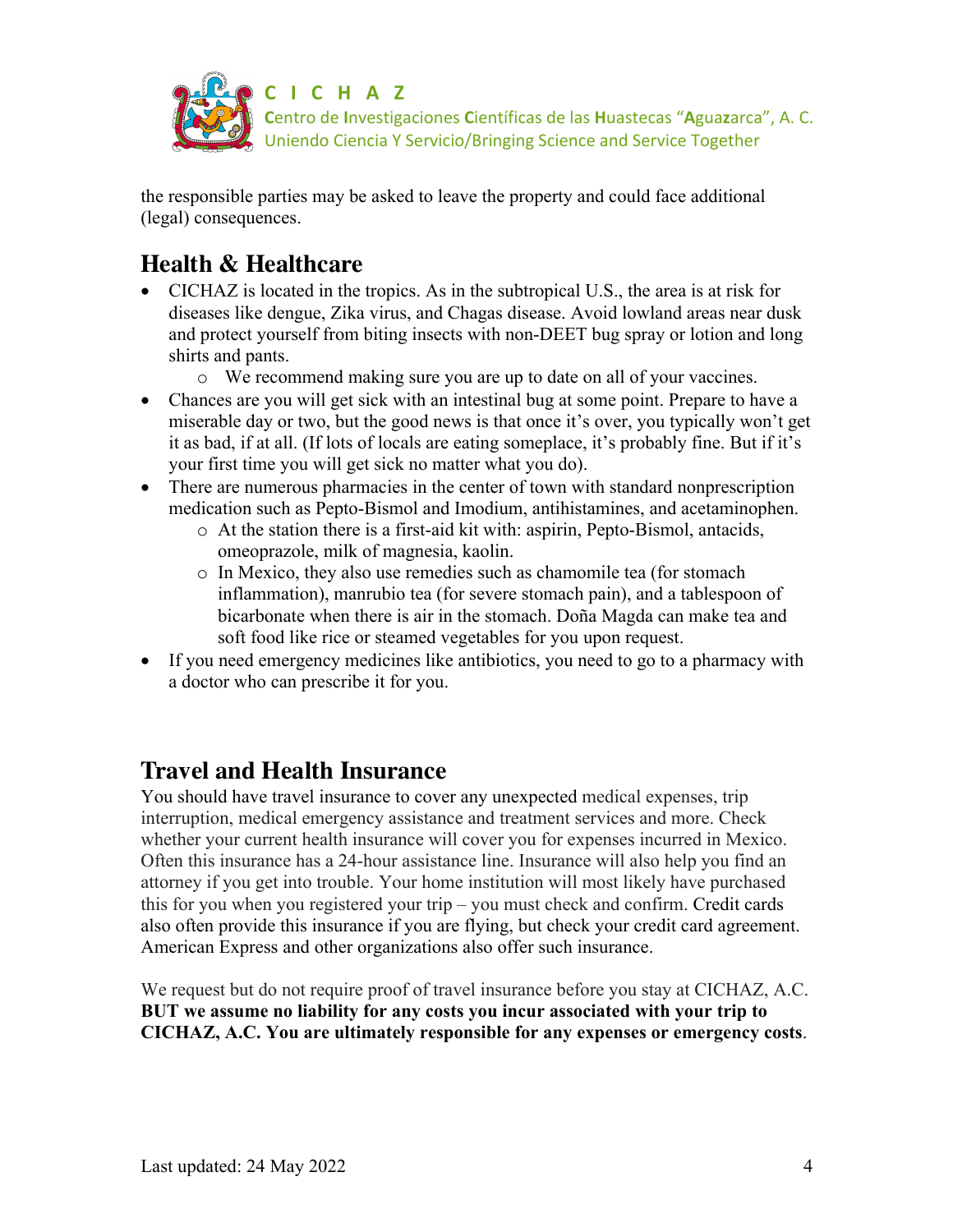the responsible parties may be asked to leave the property and could face additional (legal) consequences.

## Health & Healthcare

- CICHAZ is located in the tropics. As in the subtropical U.S., the area is at risk for diseases like dengue, Zika virus, and Chagas disease. Avoid lowland areas near dusk and protect yourself from biting insects with non-DEET bug spray or lotion and long shirts and pants.
    - We recommend making sure you are up to date on all of your vaccines.
- Chances are you will get sick with an intestinal bug at some point. Prepare to have a miserable day or two, but the good news is that once it's over, you typically won't get it as bad, if at all. (If lots of locals are eating someplace, it's probably fine. But if it's your first time you will get sick no matter what you do).
- There are numerous pharmacies in the center of town with standard nonprescription medication such as Pepto-Bismol and Imodium, antihistamines, and acetaminophen.
    - At the station there is a first-aid kit with: aspirin, Pepto-Bismol, antacids, omeoprazole, milk of magnesia, kaolin.
    - In Mexico, they also use remedies such as chamomile tea (for stomach inflammation), manrubio tea (for severe stomach pain), and a tablespoon of bicarbonate when there is air in the stomach. Doña Magda can make tea and soft food like rice or steamed vegetables for you upon request.
- If you need emergency medicines like antibiotics, you need to go to a pharmacy with a doctor who can prescribe it for you.

## Travel and Health Insurance

You should have travel insurance to cover any unexpected medical expenses, trip interruption, medical emergency assistance and treatment services and more. Check whether your current health insurance will cover you for expenses incurred in Mexico. Often this insurance has a 24-hour assistance line. Insurance will also help you find an attorney if you get into trouble. Your home institution will most likely have purchased this for you when you registered your trip – you must check and confirm. Credit cards also often provide this insurance if you are flying, but check your credit card agreement. American Express and other organizations also offer such insurance.

We request but do not require proof of travel insurance before you stay at CICHAZ, A.C. **BUT we assume no liability for any costs you incur associated with your trip to CICHAZ, A.C. You are ultimately responsible for any expenses or emergency costs**.

Last updated: 24 May 2022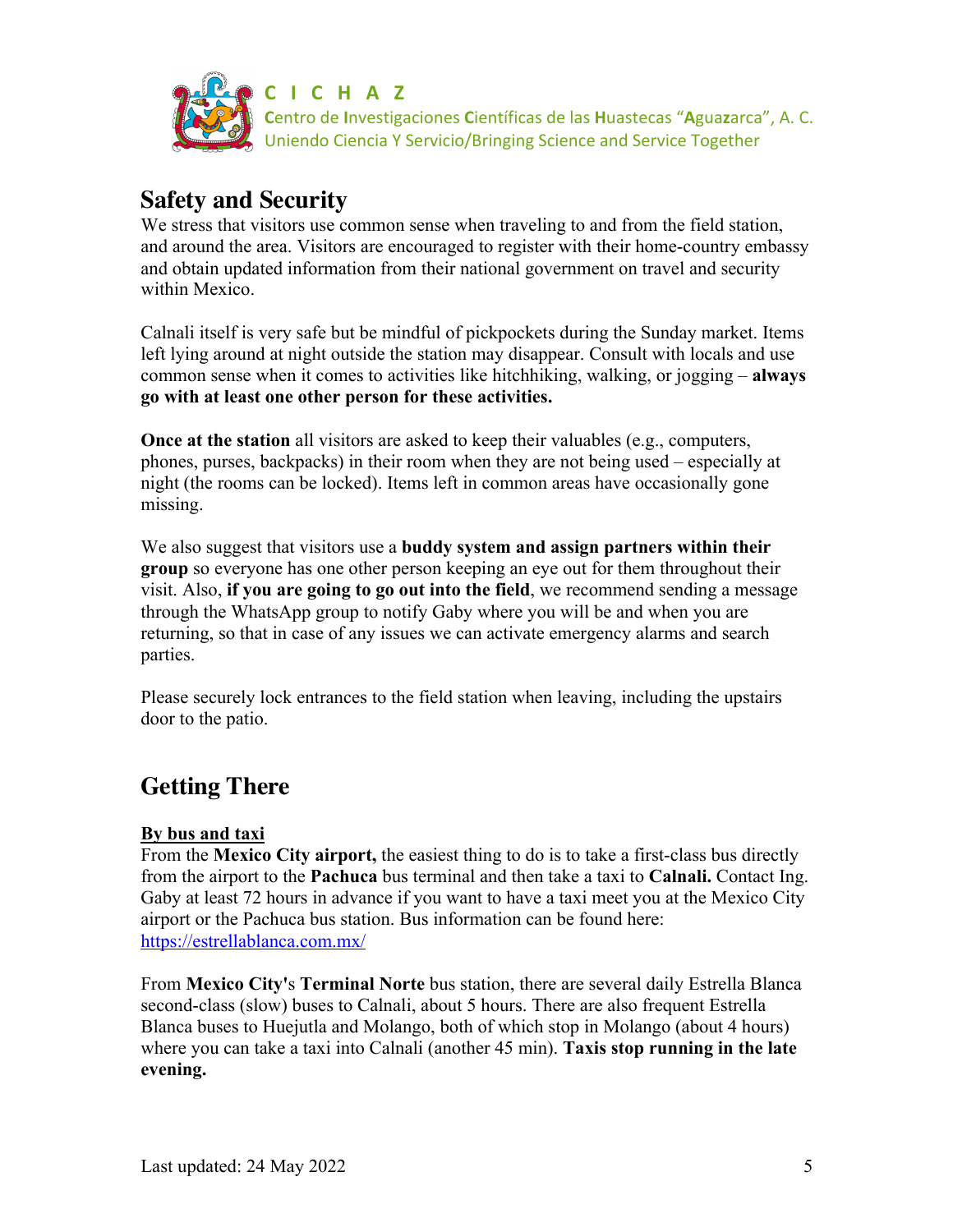## Safety and Security

We stress that visitors use common sense when traveling to and from the field station, and around the area. Visitors are encouraged to register with their home-country embassy and obtain updated information from their national government on travel and security within Mexico.

Calnali itself is very safe but be mindful of pickpockets during the Sunday market. Items left lying around at night outside the station may disappear. Consult with locals and use common sense when it comes to activities like hitchhiking, walking, or jogging – **always go with at least one other person for these activities.**

**Once at the station** all visitors are asked to keep their valuables (e.g., computers, phones, purses, backpacks) in their room when they are not being used – especially at night (the rooms can be locked). Items left in common areas have occasionally gone missing.

We also suggest that visitors use a **buddy system and assign partners within their group** so everyone has one other person keeping an eye out for them throughout their visit. Also, **if you are going to go out into the field**, we recommend sending a message through the WhatsApp group to notify Gaby where you will be and when you are returning, so that in case of any issues we can activate emergency alarms and search parties.

Please securely lock entrances to the field station when leaving, including the upstairs door to the patio.

## Getting There

**By bus and taxi**

From the **Mexico City airport,** the easiest thing to do is to take a first-class bus directly from the airport to the **Pachuca** bus terminal and then take a taxi to **Calnali.** Contact Ing. Gaby at least 72 hours in advance if you want to have a taxi meet you at the Mexico City airport or the Pachuca bus station. Bus information can be found here: https://estrellablanca.com.mx/

From **Mexico City**'s **Terminal Norte** bus station, there are several daily Estrella Blanca second-class (slow) buses to Calnali, about 5 hours. There are also frequent Estrella Blanca buses to Huejutla and Molango, both of which stop in Molango (about 4 hours) where you can take a taxi into Calnali (another 45 min). **Taxis stop running in the late evening.**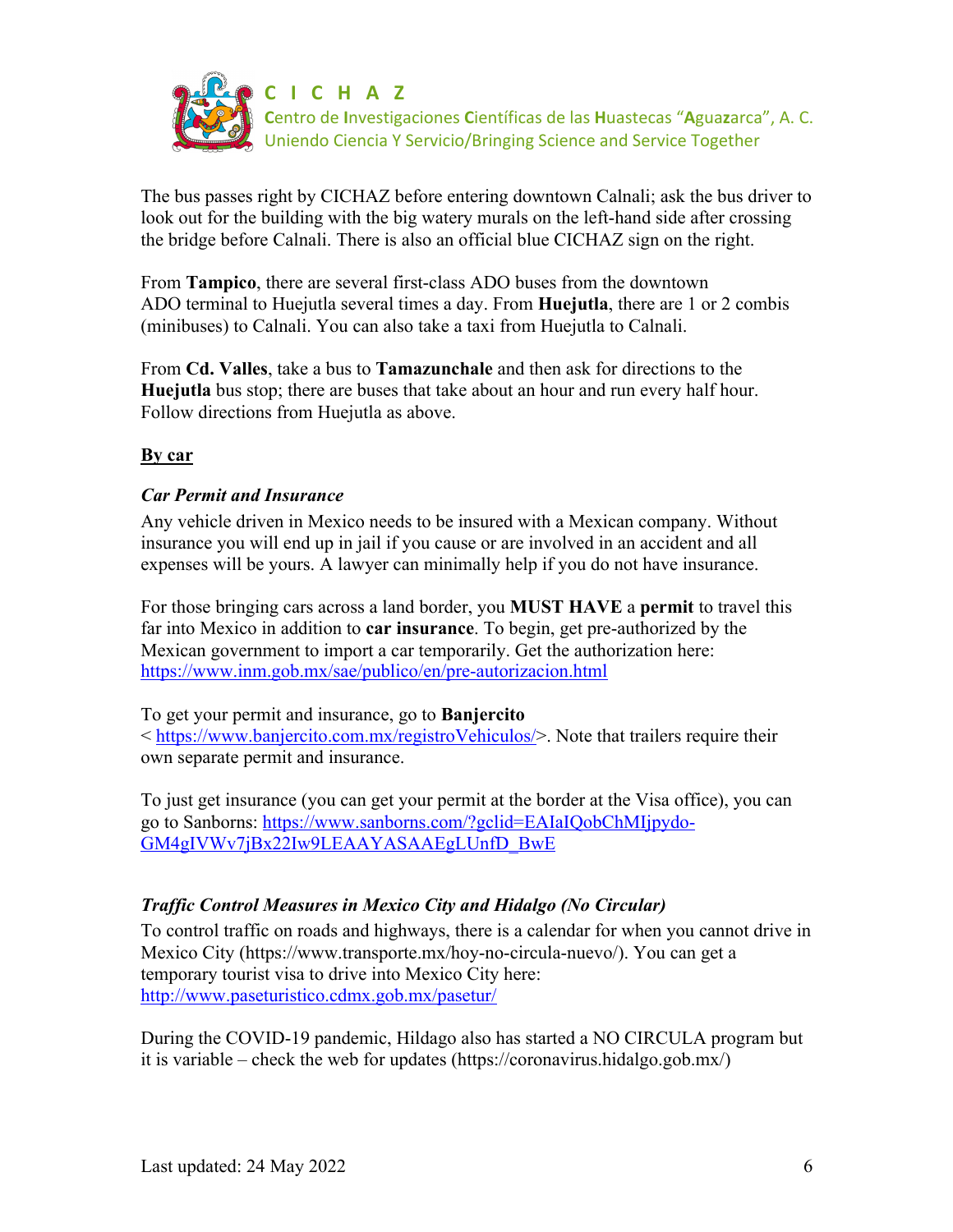The bus passes right by CICHAZ before entering downtown Calnali; ask the bus driver to look out for the building with the big watery murals on the left-hand side after crossing the bridge before Calnali. There is also an official blue CICHAZ sign on the right.

From **Tampico**, there are several first-class ADO buses from the downtown ADO terminal to Huejutla several times a day. From **Huejutla**, there are 1 or 2 combis (minibuses) to Calnali. You can also take a taxi from Huejutla to Calnali.

From **Cd. Valles**, take a bus to **Tamazunchale** and then ask for directions to the **Huejutla** bus stop; there are buses that take about an hour and run every half hour. Follow directions from Huejutla as above.

## By car

### *Car Permit and Insurance*

Any vehicle driven in Mexico needs to be insured with a Mexican company. Without insurance you will end up in jail if you cause or are involved in an accident and all expenses will be yours. A lawyer can minimally help if you do not have insurance.

For those bringing cars across a land border, you **MUST HAVE** a **permit** to travel this far into Mexico in addition to **car insurance**. To begin, get pre-authorized by the Mexican government to import a car temporarily. Get the authorization here: https://www.inm.gob.mx/sae/publico/en/pre-autorizacion.html

To get your permit and insurance, go to **Banjercito** < https://www.banjercito.com.mx/registroVehiculos/>. Note that trailers require their own separate permit and insurance.

To just get insurance (you can get your permit at the border at the Visa office), you can go to Sanborns: https://www.sanborns.com/?gclid=EAIaIQobChMIjpydo-GM4gIVWv7jBx22Iw9LEAAYASAAEgLUnfD_BwE

### *Traffic Control Measures in Mexico City and Hidalgo (No Circular)*

To control traffic on roads and highways, there is a calendar for when you cannot drive in Mexico City (https://www.transporte.mx/hoy-no-circula-nuevo/). You can get a temporary tourist visa to drive into Mexico City here: http://www.paseturistico.cdmx.gob.mx/pasetur/

During the COVID-19 pandemic, Hildago also has started a NO CIRCULA program but it is variable – check the web for updates (https://coronavirus.hidalgo.gob.mx/)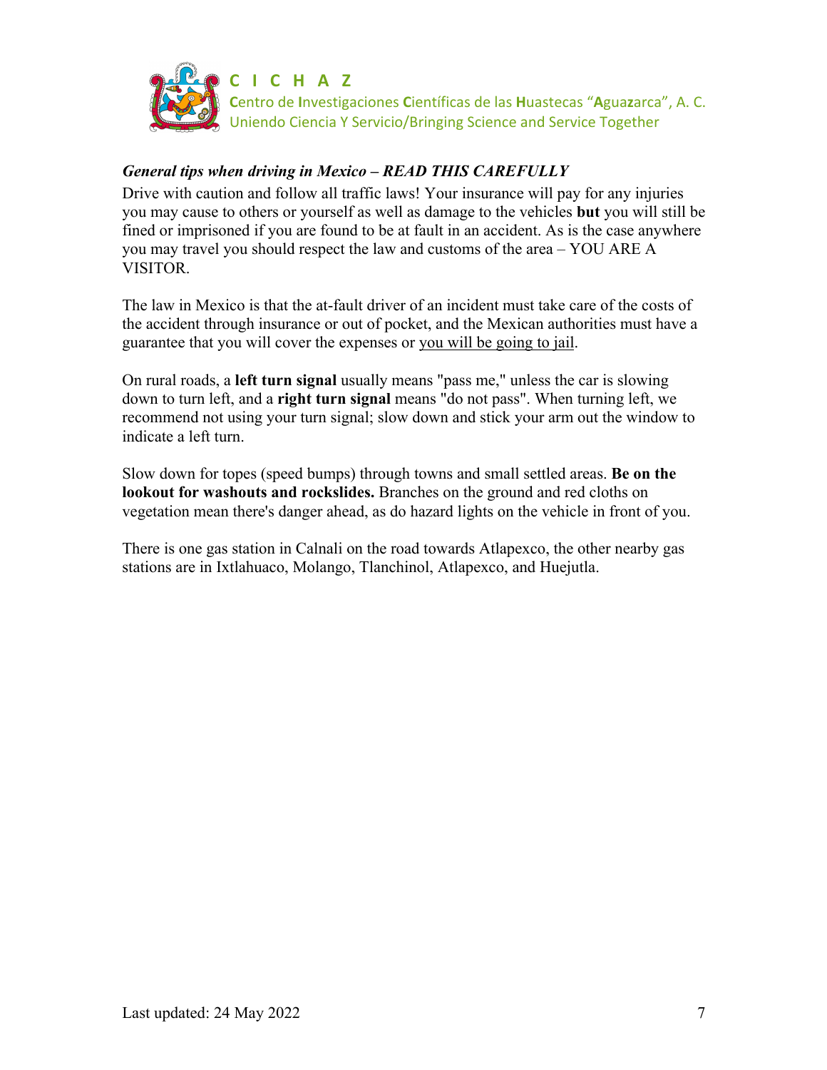***General tips when driving in Mexico – READ THIS CAREFULLY***

Drive with caution and follow all traffic laws! Your insurance will pay for any injuries you may cause to others or yourself as well as damage to the vehicles **but** you will still be fined or imprisoned if you are found to be at fault in an accident. As is the case anywhere you may travel you should respect the law and customs of the area – YOU ARE A VISITOR.

The law in Mexico is that the at-fault driver of an incident must take care of the costs of the accident through insurance or out of pocket, and the Mexican authorities must have a guarantee that you will cover the expenses or <u>you will be going to jail</u>.

On rural roads, a **left turn signal** usually means "pass me," unless the car is slowing down to turn left, and a **right turn signal** means "do not pass". When turning left, we recommend not using your turn signal; slow down and stick your arm out the window to indicate a left turn.

Slow down for topes (speed bumps) through towns and small settled areas. **Be on the lookout for washouts and rockslides.** Branches on the ground and red cloths on vegetation mean there's danger ahead, as do hazard lights on the vehicle in front of you.

There is one gas station in Calnali on the road towards Atlapexco, the other nearby gas stations are in Ixtlahuaco, Molango, Tlanchinol, Atlapexco, and Huejutla.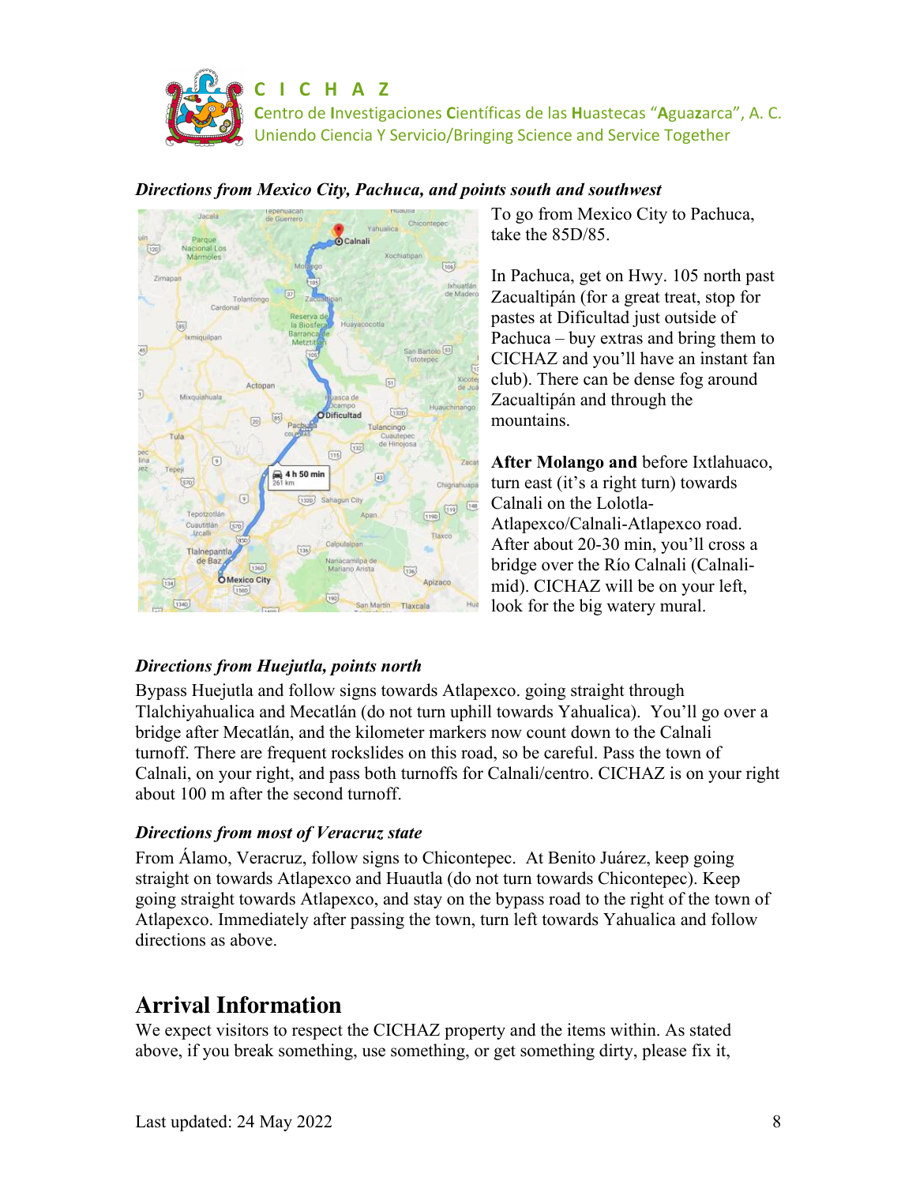**C I C H A Z**
**C**entro de **I**nvestigaciones **C**ientíficas de las **H**uastecas "**A**gua**z**arca", A. C.
Uniendo Ciencia Y Servicio/Bringing Science and Service Together

***Directions from Mexico City, Pachuca, and points south and southwest***

To go from Mexico City to Pachuca, take the 85D/85.

In Pachuca, get on Hwy. 105 north past Zacualtipán (for a great treat, stop for pastes at Dificultad just outside of Pachuca – buy extras and bring them to CICHAZ and you'll have an instant fan club). There can be dense fog around Zacualtipán and through the mountains.

**After Molango and** before Ixtlahuaco, turn east (it's a right turn) towards Calnali on the Lolotla-Atlapexco/Calnali-Atlapexco road. After about 20-30 min, you'll cross a bridge over the Río Calnali (Calnali-mid). CICHAZ will be on your left, look for the big watery mural.

***Directions from Huejutla, points north***

Bypass Huejutla and follow signs towards Atlapexco. going straight through Tlalchiyahualica and Mecatlán (do not turn uphill towards Yahualica). You'll go over a bridge after Mecatlán, and the kilometer markers now count down to the Calnali turnoff. There are frequent rockslides on this road, so be careful. Pass the town of Calnali, on your right, and pass both turnoffs for Calnali/centro. CICHAZ is on your right about 100 m after the second turnoff.

***Directions from most of Veracruz state***

From Álamo, Veracruz, follow signs to Chicontepec. At Benito Juárez, keep going straight on towards Atlapexco and Huautla (do not turn towards Chicontepec). Keep going straight towards Atlapexco, and stay on the bypass road to the right of the town of Atlapexco. Immediately after passing the town, turn left towards Yahualica and follow directions as above.

## Arrival Information

We expect visitors to respect the CICHAZ property and the items within. As stated above, if you break something, use something, or get something dirty, please fix it,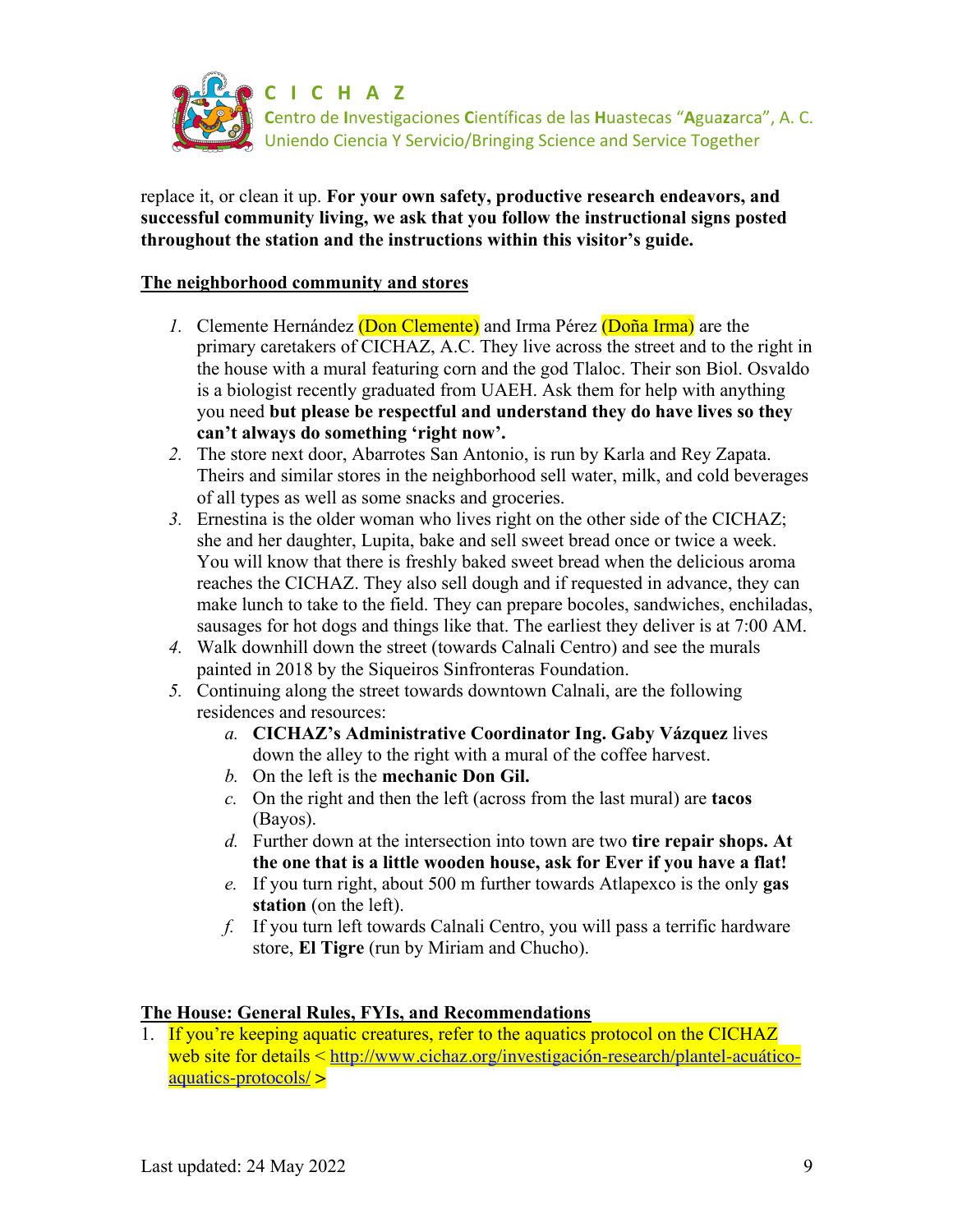replace it, or clean it up. **For your own safety, productive research endeavors, and successful community living, we ask that you follow the instructional signs posted throughout the station and the instructions within this visitor's guide.**

**The neighborhood community and stores**

1. Clemente Hernández (Don Clemente) and Irma Pérez (Doña Irma) are the primary caretakers of CICHAZ, A.C. They live across the street and to the right in the house with a mural featuring corn and the god Tlaloc. Their son Biol. Osvaldo is a biologist recently graduated from UAEH. Ask them for help with anything you need **but please be respectful and understand they do have lives so they can't always do something 'right now'.**
2. The store next door, Abarrotes San Antonio, is run by Karla and Rey Zapata. Theirs and similar stores in the neighborhood sell water, milk, and cold beverages of all types as well as some snacks and groceries.
3. Ernestina is the older woman who lives right on the other side of the CICHAZ; she and her daughter, Lupita, bake and sell sweet bread once or twice a week. You will know that there is freshly baked sweet bread when the delicious aroma reaches the CICHAZ. They also sell dough and if requested in advance, they can make lunch to take to the field. They can prepare bocoles, sandwiches, enchiladas, sausages for hot dogs and things like that. The earliest they deliver is at 7:00 AM.
4. Walk downhill down the street (towards Calnali Centro) and see the murals painted in 2018 by the Siqueiros Sinfronteras Foundation.
5. Continuing along the street towards downtown Calnali, are the following residences and resources:
   a. **CICHAZ's Administrative Coordinator Ing. Gaby Vázquez** lives down the alley to the right with a mural of the coffee harvest.
   b. On the left is the **mechanic Don Gil.**
   c. On the right and then the left (across from the last mural) are **tacos** (Bayos).
   d. Further down at the intersection into town are two **tire repair shops. At the one that is a little wooden house, ask for Ever if you have a flat!**
   e. If you turn right, about 500 m further towards Atlapexco is the only **gas station** (on the left).
   f. If you turn left towards Calnali Centro, you will pass a terrific hardware store, **El Tigre** (run by Miriam and Chucho).

**The House: General Rules, FYIs, and Recommendations**

1. If you're keeping aquatic creatures, refer to the aquatics protocol on the CICHAZ web site for details < http://www.cichaz.org/investigación-research/plantel-acuático-aquatics-protocols/ >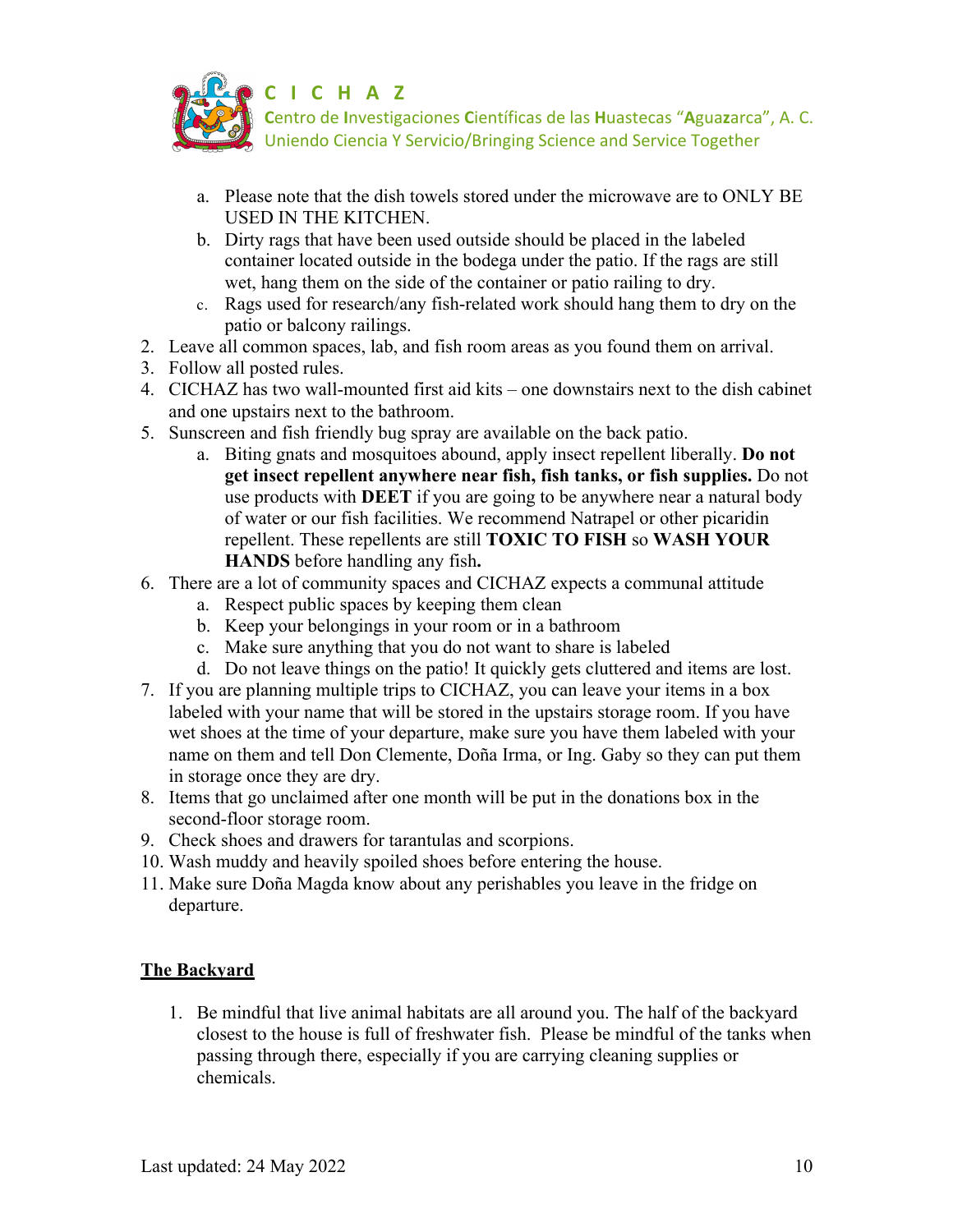a. Please note that the dish towels stored under the microwave are to ONLY BE USED IN THE KITCHEN.
   b. Dirty rags that have been used outside should be placed in the labeled container located outside in the bodega under the patio. If the rags are still wet, hang them on the side of the container or patio railing to dry.
   c. Rags used for research/any fish-related work should hang them to dry on the patio or balcony railings.
2. Leave all common spaces, lab, and fish room areas as you found them on arrival.
3. Follow all posted rules.
4. CICHAZ has two wall-mounted first aid kits – one downstairs next to the dish cabinet and one upstairs next to the bathroom.
5. Sunscreen and fish friendly bug spray are available on the back patio.
   a. Biting gnats and mosquitoes abound, apply insect repellent liberally. **Do not get insect repellent anywhere near fish, fish tanks, or fish supplies.** Do not use products with **DEET** if you are going to be anywhere near a natural body of water or our fish facilities. We recommend Natrapel or other picaridin repellent. These repellents are still **TOXIC TO FISH** so **WASH YOUR HANDS** before handling any fish**.**
6. There are a lot of community spaces and CICHAZ expects a communal attitude
   a. Respect public spaces by keeping them clean
   b. Keep your belongings in your room or in a bathroom
   c. Make sure anything that you do not want to share is labeled
   d. Do not leave things on the patio! It quickly gets cluttered and items are lost.
7. If you are planning multiple trips to CICHAZ, you can leave your items in a box labeled with your name that will be stored in the upstairs storage room. If you have wet shoes at the time of your departure, make sure you have them labeled with your name on them and tell Don Clemente, Doña Irma, or Ing. Gaby so they can put them in storage once they are dry.
8. Items that go unclaimed after one month will be put in the donations box in the second-floor storage room.
9. Check shoes and drawers for tarantulas and scorpions.
10. Wash muddy and heavily spoiled shoes before entering the house.
11. Make sure Doña Magda know about any perishables you leave in the fridge on departure.

## The Backyard

1. Be mindful that live animal habitats are all around you. The half of the backyard closest to the house is full of freshwater fish. Please be mindful of the tanks when passing through there, especially if you are carrying cleaning supplies or chemicals.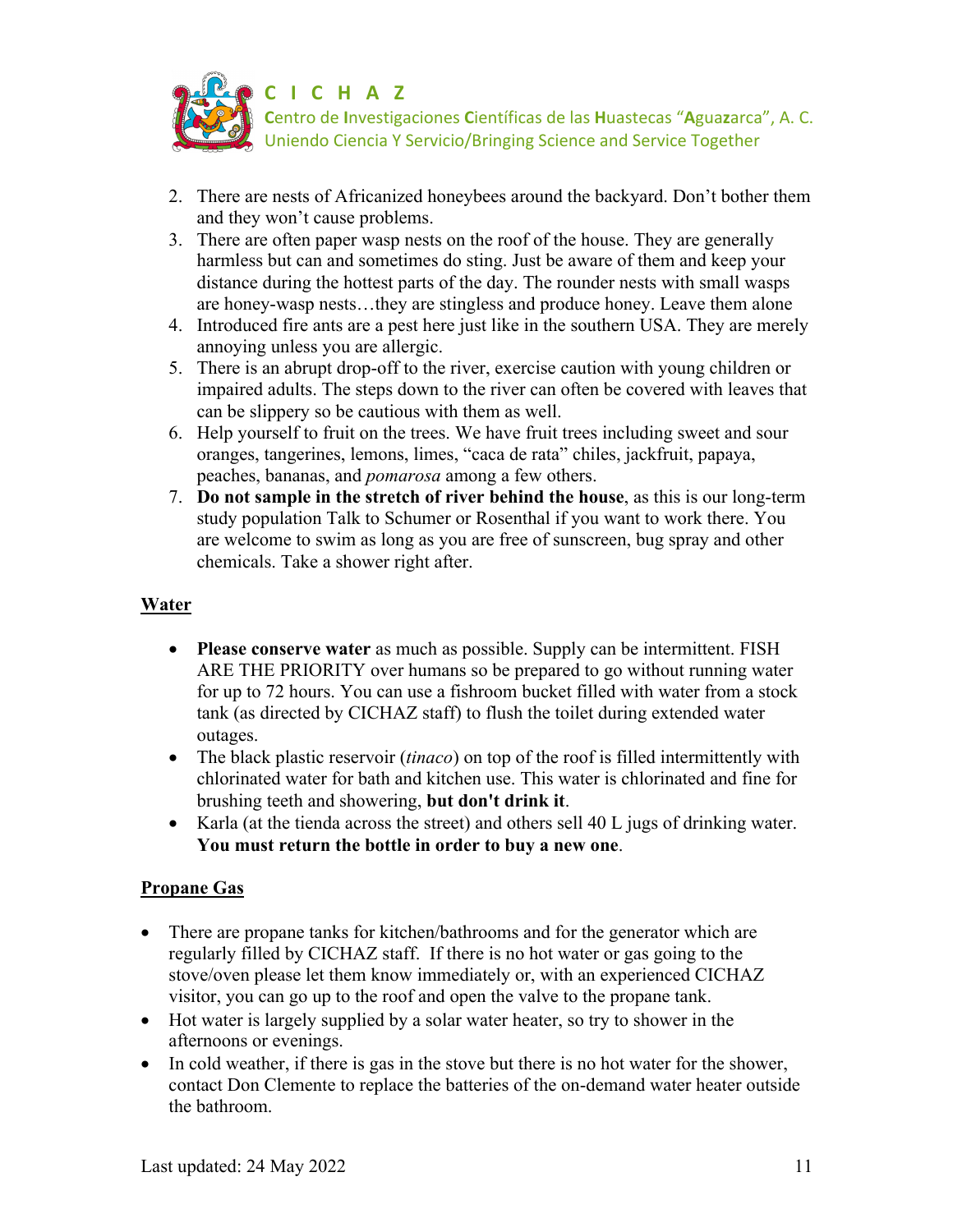2. There are nests of Africanized honeybees around the backyard. Don't bother them and they won't cause problems.
3. There are often paper wasp nests on the roof of the house. They are generally harmless but can and sometimes do sting. Just be aware of them and keep your distance during the hottest parts of the day. The rounder nests with small wasps are honey-wasp nests…they are stingless and produce honey. Leave them alone
4. Introduced fire ants are a pest here just like in the southern USA. They are merely annoying unless you are allergic.
5. There is an abrupt drop-off to the river, exercise caution with young children or impaired adults. The steps down to the river can often be covered with leaves that can be slippery so be cautious with them as well.
6. Help yourself to fruit on the trees. We have fruit trees including sweet and sour oranges, tangerines, lemons, limes, "caca de rata" chiles, jackfruit, papaya, peaches, bananas, and *pomarosa* among a few others.
7. **Do not sample in the stretch of river behind the house**, as this is our long-term study population Talk to Schumer or Rosenthal if you want to work there. You are welcome to swim as long as you are free of sunscreen, bug spray and other chemicals. Take a shower right after.

## Water

- **Please conserve water** as much as possible. Supply can be intermittent. FISH ARE THE PRIORITY over humans so be prepared to go without running water for up to 72 hours. You can use a fishroom bucket filled with water from a stock tank (as directed by CICHAZ staff) to flush the toilet during extended water outages.
- The black plastic reservoir (*tinaco*) on top of the roof is filled intermittently with chlorinated water for bath and kitchen use. This water is chlorinated and fine for brushing teeth and showering, **but don't drink it**.
- Karla (at the tienda across the street) and others sell 40 L jugs of drinking water. **You must return the bottle in order to buy a new one**.

## Propane Gas

- There are propane tanks for kitchen/bathrooms and for the generator which are regularly filled by CICHAZ staff. If there is no hot water or gas going to the stove/oven please let them know immediately or, with an experienced CICHAZ visitor, you can go up to the roof and open the valve to the propane tank.
- Hot water is largely supplied by a solar water heater, so try to shower in the afternoons or evenings.
- In cold weather, if there is gas in the stove but there is no hot water for the shower, contact Don Clemente to replace the batteries of the on-demand water heater outside the bathroom.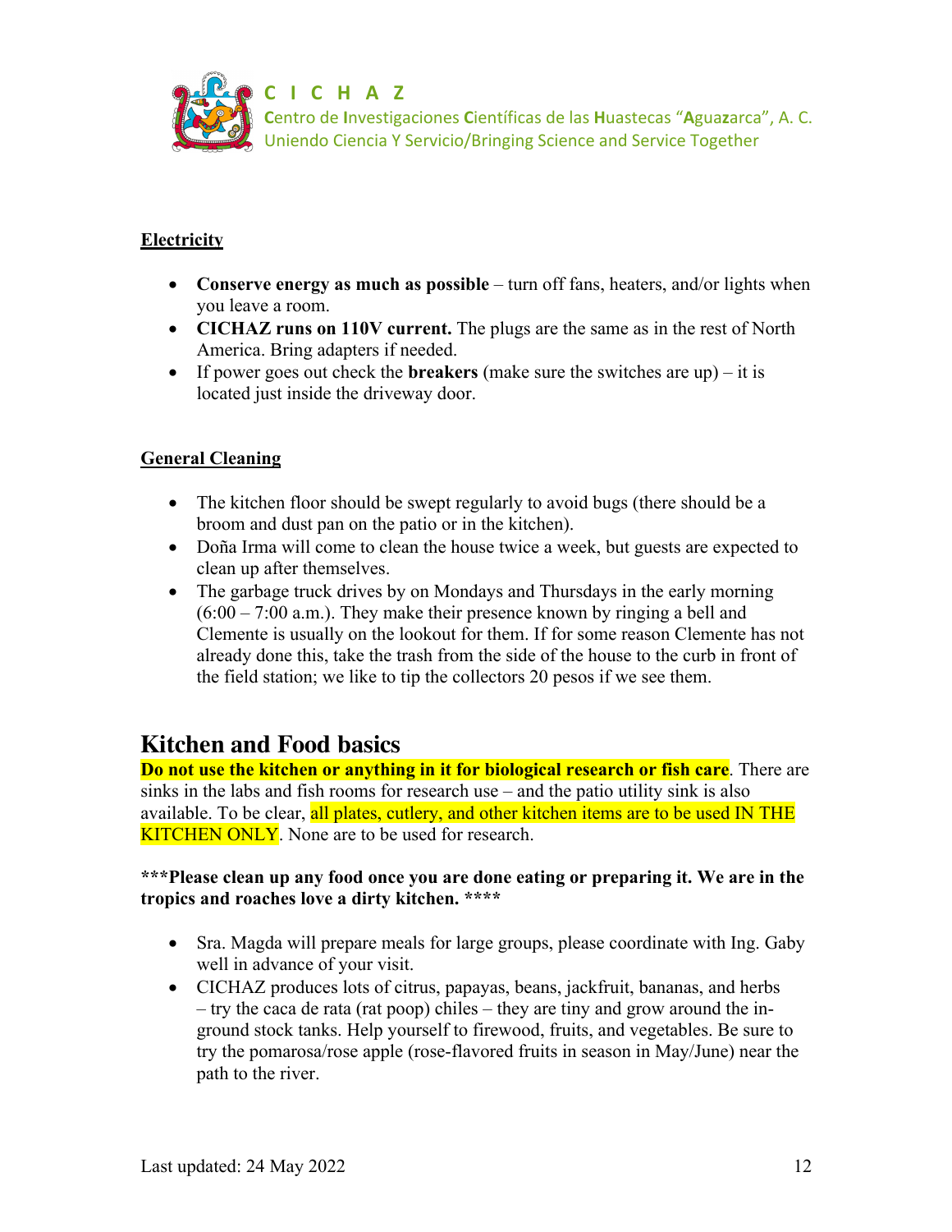**Electricity**

- **Conserve energy as much as possible** – turn off fans, heaters, and/or lights when you leave a room.
- **CICHAZ runs on 110V current.** The plugs are the same as in the rest of North America. Bring adapters if needed.
- If power goes out check the **breakers** (make sure the switches are up) – it is located just inside the driveway door.

**General Cleaning**

- The kitchen floor should be swept regularly to avoid bugs (there should be a broom and dust pan on the patio or in the kitchen).
- Doña Irma will come to clean the house twice a week, but guests are expected to clean up after themselves.
- The garbage truck drives by on Mondays and Thursdays in the early morning (6:00 – 7:00 a.m.). They make their presence known by ringing a bell and Clemente is usually on the lookout for them. If for some reason Clemente has not already done this, take the trash from the side of the house to the curb in front of the field station; we like to tip the collectors 20 pesos if we see them.

## Kitchen and Food basics

**Do not use the kitchen or anything in it for biological research or fish care**. There are sinks in the labs and fish rooms for research use – and the patio utility sink is also available. To be clear, all plates, cutlery, and other kitchen items are to be used IN THE KITCHEN ONLY. None are to be used for research.

**\*\*\*Please clean up any food once you are done eating or preparing it. We are in the tropics and roaches love a dirty kitchen. \*\*\*\***

- Sra. Magda will prepare meals for large groups, please coordinate with Ing. Gaby well in advance of your visit.
- CICHAZ produces lots of citrus, papayas, beans, jackfruit, bananas, and herbs – try the caca de rata (rat poop) chiles – they are tiny and grow around the in-ground stock tanks. Help yourself to firewood, fruits, and vegetables. Be sure to try the pomarosa/rose apple (rose-flavored fruits in season in May/June) near the path to the river.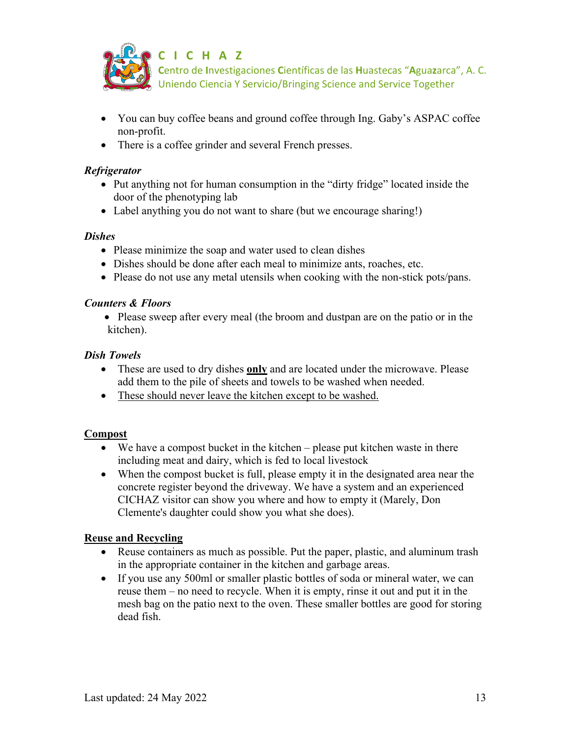- You can buy coffee beans and ground coffee through Ing. Gaby's ASPAC coffee non-profit.
- There is a coffee grinder and several French presses.

### *Refrigerator*

- Put anything not for human consumption in the "dirty fridge" located inside the door of the phenotyping lab
- Label anything you do not want to share (but we encourage sharing!)

### *Dishes*

- Please minimize the soap and water used to clean dishes
- Dishes should be done after each meal to minimize ants, roaches, etc.
- Please do not use any metal utensils when cooking with the non-stick pots/pans.

### *Counters & Floors*

- Please sweep after every meal (the broom and dustpan are on the patio or in the kitchen).

### *Dish Towels*

- These are used to dry dishes <u>**only**</u> and are located under the microwave. Please add them to the pile of sheets and towels to be washed when needed.
- <u>These should never leave the kitchen except to be washed.</u>

## <u>Compost</u>

- We have a compost bucket in the kitchen – please put kitchen waste in there including meat and dairy, which is fed to local livestock
- When the compost bucket is full, please empty it in the designated area near the concrete register beyond the driveway. We have a system and an experienced CICHAZ visitor can show you where and how to empty it (Marely, Don Clemente's daughter could show you what she does).

## <u>Reuse and Recycling</u>

- Reuse containers as much as possible. Put the paper, plastic, and aluminum trash in the appropriate container in the kitchen and garbage areas.
- If you use any 500ml or smaller plastic bottles of soda or mineral water, we can reuse them – no need to recycle. When it is empty, rinse it out and put it in the mesh bag on the patio next to the oven. These smaller bottles are good for storing dead fish.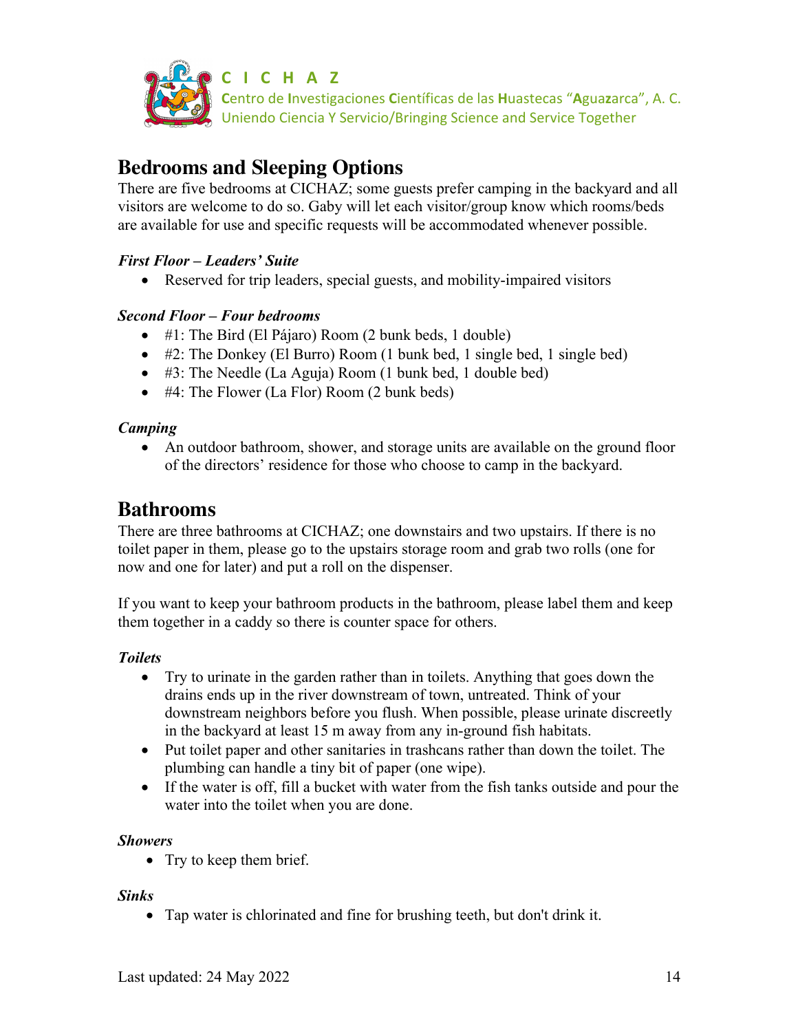## Bedrooms and Sleeping Options

There are five bedrooms at CICHAZ; some guests prefer camping in the backyard and all visitors are welcome to do so. Gaby will let each visitor/group know which rooms/beds are available for use and specific requests will be accommodated whenever possible.

### *First Floor – Leaders' Suite*

- Reserved for trip leaders, special guests, and mobility-impaired visitors

### *Second Floor – Four bedrooms*

- #1: The Bird (El Pájaro) Room (2 bunk beds, 1 double)
- #2: The Donkey (El Burro) Room (1 bunk bed, 1 single bed, 1 single bed)
- #3: The Needle (La Aguja) Room (1 bunk bed, 1 double bed)
- #4: The Flower (La Flor) Room (2 bunk beds)

### *Camping*

- An outdoor bathroom, shower, and storage units are available on the ground floor of the directors' residence for those who choose to camp in the backyard.

## Bathrooms

There are three bathrooms at CICHAZ; one downstairs and two upstairs. If there is no toilet paper in them, please go to the upstairs storage room and grab two rolls (one for now and one for later) and put a roll on the dispenser.

If you want to keep your bathroom products in the bathroom, please label them and keep them together in a caddy so there is counter space for others.

### *Toilets*

- Try to urinate in the garden rather than in toilets. Anything that goes down the drains ends up in the river downstream of town, untreated. Think of your downstream neighbors before you flush. When possible, please urinate discreetly in the backyard at least 15 m away from any in-ground fish habitats.
- Put toilet paper and other sanitaries in trashcans rather than down the toilet. The plumbing can handle a tiny bit of paper (one wipe).
- If the water is off, fill a bucket with water from the fish tanks outside and pour the water into the toilet when you are done.

### *Showers*

- Try to keep them brief.

### *Sinks*

- Tap water is chlorinated and fine for brushing teeth, but don't drink it.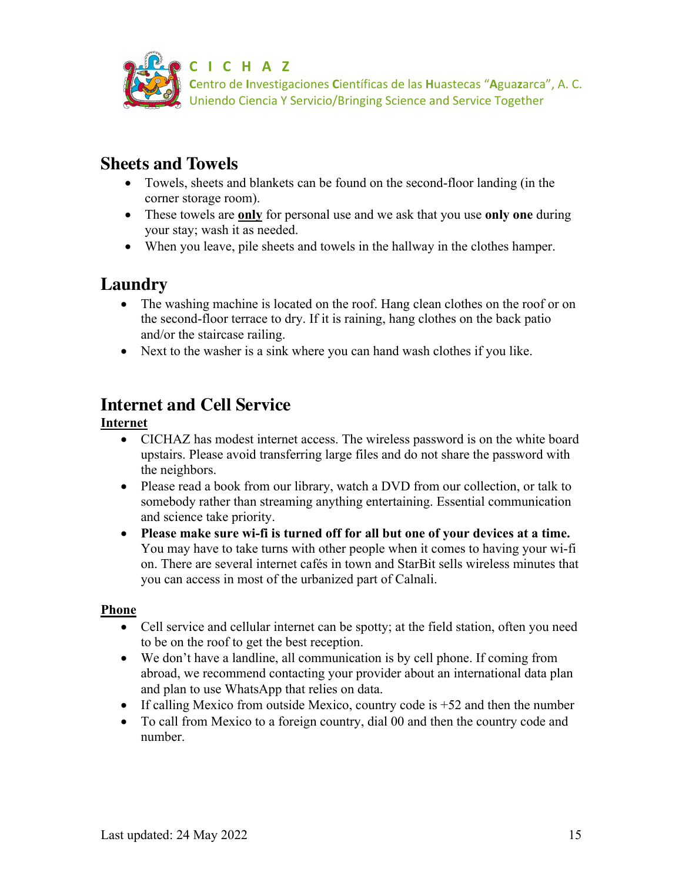## Sheets and Towels

- Towels, sheets and blankets can be found on the second-floor landing (in the corner storage room).
- These towels are **only** for personal use and we ask that you use **only one** during your stay; wash it as needed.
- When you leave, pile sheets and towels in the hallway in the clothes hamper.

## Laundry

- The washing machine is located on the roof. Hang clean clothes on the roof or on the second-floor terrace to dry. If it is raining, hang clothes on the back patio and/or the staircase railing.
- Next to the washer is a sink where you can hand wash clothes if you like.

## Internet and Cell Service

**Internet**

- CICHAZ has modest internet access. The wireless password is on the white board upstairs. Please avoid transferring large files and do not share the password with the neighbors.
- Please read a book from our library, watch a DVD from our collection, or talk to somebody rather than streaming anything entertaining. Essential communication and science take priority.
- **Please make sure wi-fi is turned off for all but one of your devices at a time.** You may have to take turns with other people when it comes to having your wi-fi on. There are several internet cafés in town and StarBit sells wireless minutes that you can access in most of the urbanized part of Calnali.

**Phone**

- Cell service and cellular internet can be spotty; at the field station, often you need to be on the roof to get the best reception.
- We don't have a landline, all communication is by cell phone. If coming from abroad, we recommend contacting your provider about an international data plan and plan to use WhatsApp that relies on data.
- If calling Mexico from outside Mexico, country code is +52 and then the number
- To call from Mexico to a foreign country, dial 00 and then the country code and number.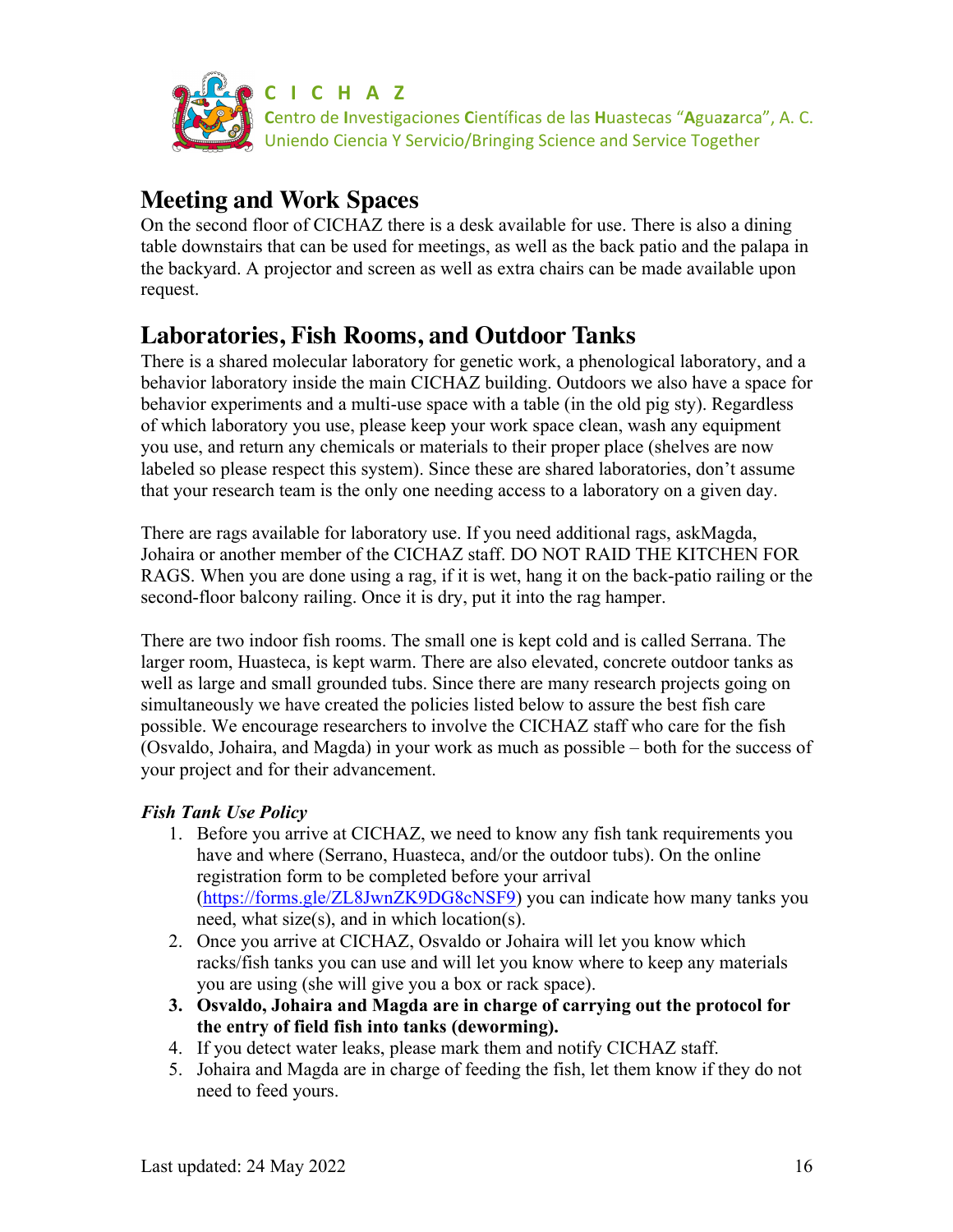## Meeting and Work Spaces

On the second floor of CICHAZ there is a desk available for use. There is also a dining table downstairs that can be used for meetings, as well as the back patio and the palapa in the backyard. A projector and screen as well as extra chairs can be made available upon request.

## Laboratories, Fish Rooms, and Outdoor Tanks

There is a shared molecular laboratory for genetic work, a phenological laboratory, and a behavior laboratory inside the main CICHAZ building. Outdoors we also have a space for behavior experiments and a multi-use space with a table (in the old pig sty). Regardless of which laboratory you use, please keep your work space clean, wash any equipment you use, and return any chemicals or materials to their proper place (shelves are now labeled so please respect this system). Since these are shared laboratories, don't assume that your research team is the only one needing access to a laboratory on a given day.

There are rags available for laboratory use. If you need additional rags, askMagda, Johaira or another member of the CICHAZ staff. DO NOT RAID THE KITCHEN FOR RAGS. When you are done using a rag, if it is wet, hang it on the back-patio railing or the second-floor balcony railing. Once it is dry, put it into the rag hamper.

There are two indoor fish rooms. The small one is kept cold and is called Serrana. The larger room, Huasteca, is kept warm. There are also elevated, concrete outdoor tanks as well as large and small grounded tubs. Since there are many research projects going on simultaneously we have created the policies listed below to assure the best fish care possible. We encourage researchers to involve the CICHAZ staff who care for the fish (Osvaldo, Johaira, and Magda) in your work as much as possible – both for the success of your project and for their advancement.

### *Fish Tank Use Policy*

1. Before you arrive at CICHAZ, we need to know any fish tank requirements you have and where (Serrano, Huasteca, and/or the outdoor tubs). On the online registration form to be completed before your arrival (https://forms.gle/ZL8JwnZK9DG8cNSF9) you can indicate how many tanks you need, what size(s), and in which location(s).
2. Once you arrive at CICHAZ, Osvaldo or Johaira will let you know which racks/fish tanks you can use and will let you know where to keep any materials you are using (she will give you a box or rack space).
3. **Osvaldo, Johaira and Magda are in charge of carrying out the protocol for the entry of field fish into tanks (deworming).**
4. If you detect water leaks, please mark them and notify CICHAZ staff.
5. Johaira and Magda are in charge of feeding the fish, let them know if they do not need to feed yours.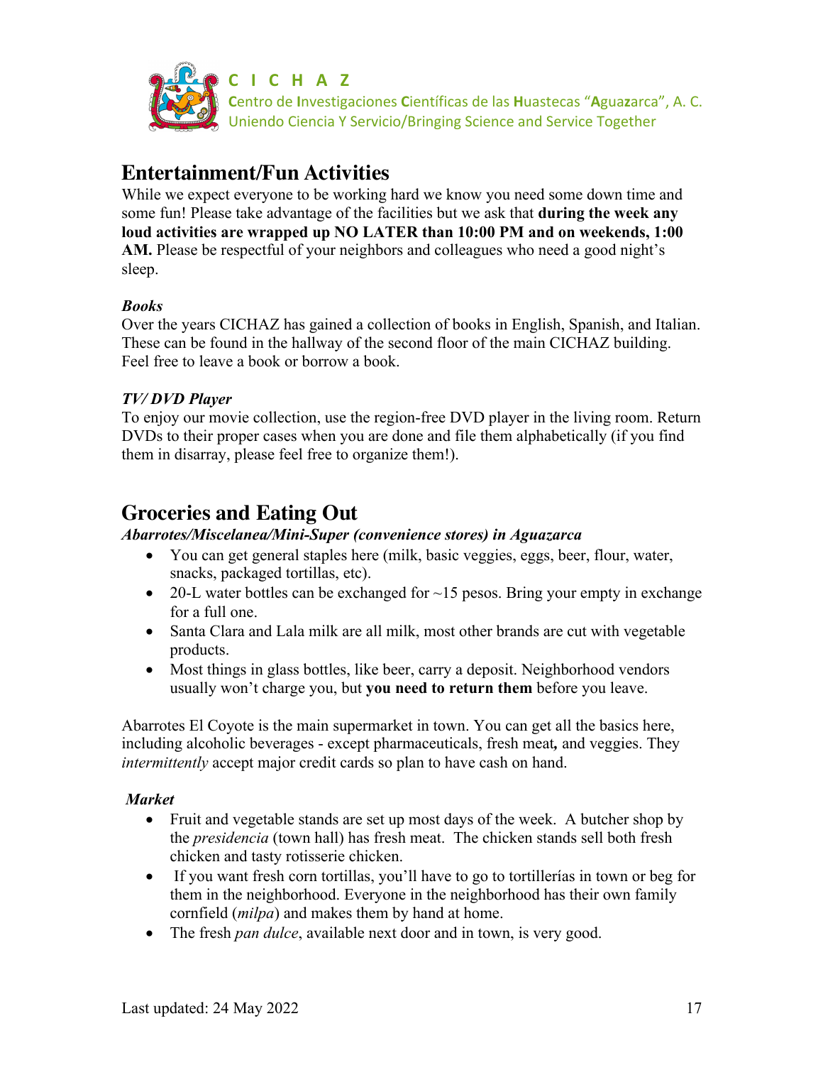## Entertainment/Fun Activities

While we expect everyone to be working hard we know you need some down time and some fun! Please take advantage of the facilities but we ask that **during the week any loud activities are wrapped up NO LATER than 10:00 PM and on weekends, 1:00 AM.** Please be respectful of your neighbors and colleagues who need a good night's sleep.

***Books***

Over the years CICHAZ has gained a collection of books in English, Spanish, and Italian. These can be found in the hallway of the second floor of the main CICHAZ building. Feel free to leave a book or borrow a book.

***TV/ DVD Player***

To enjoy our movie collection, use the region-free DVD player in the living room. Return DVDs to their proper cases when you are done and file them alphabetically (if you find them in disarray, please feel free to organize them!).

## Groceries and Eating Out

***Abarrotes/Miscelanea/Mini-Super (convenience stores) in Aguazarca***

- You can get general staples here (milk, basic veggies, eggs, beer, flour, water, snacks, packaged tortillas, etc).
- 20-L water bottles can be exchanged for ~15 pesos. Bring your empty in exchange for a full one.
- Santa Clara and Lala milk are all milk, most other brands are cut with vegetable products.
- Most things in glass bottles, like beer, carry a deposit. Neighborhood vendors usually won't charge you, but **you need to return them** before you leave.

Abarrotes El Coyote is the main supermarket in town. You can get all the basics here, including alcoholic beverages - except pharmaceuticals, fresh meat**,** and veggies. They *intermittently* accept major credit cards so plan to have cash on hand.

***Market***

- Fruit and vegetable stands are set up most days of the week. A butcher shop by the *presidencia* (town hall) has fresh meat. The chicken stands sell both fresh chicken and tasty rotisserie chicken.
- If you want fresh corn tortillas, you'll have to go to tortillerías in town or beg for them in the neighborhood. Everyone in the neighborhood has their own family cornfield (*milpa*) and makes them by hand at home.
- The fresh *pan dulce*, available next door and in town, is very good.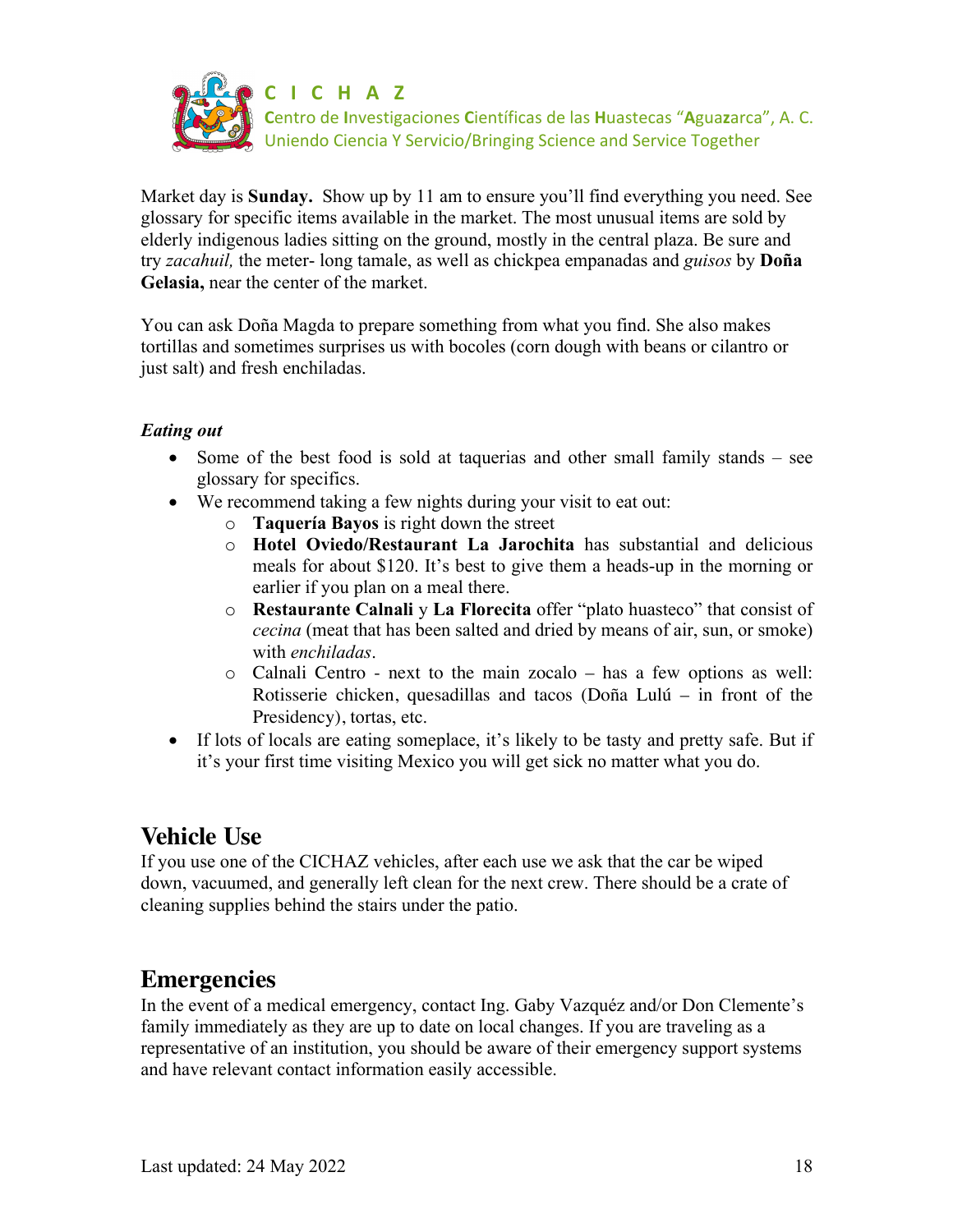Market day is **Sunday.** Show up by 11 am to ensure you'll find everything you need. See glossary for specific items available in the market. The most unusual items are sold by elderly indigenous ladies sitting on the ground, mostly in the central plaza. Be sure and try *zacahuil,* the meter- long tamale, as well as chickpea empanadas and *guisos* by **Doña Gelasia,** near the center of the market.

You can ask Doña Magda to prepare something from what you find. She also makes tortillas and sometimes surprises us with bocoles (corn dough with beans or cilantro or just salt) and fresh enchiladas.

***Eating out***

- Some of the best food is sold at taquerias and other small family stands – see glossary for specifics.
- We recommend taking a few nights during your visit to eat out:
  - **Taquería Bayos** is right down the street
  - **Hotel Oviedo/Restaurant La Jarochita** has substantial and delicious meals for about $120. It's best to give them a heads-up in the morning or earlier if you plan on a meal there.
  - **Restaurante Calnali** y **La Florecita** offer "plato huasteco" that consist of *cecina* (meat that has been salted and dried by means of air, sun, or smoke) with *enchiladas*.
  - Calnali Centro - next to the main zocalo – has a few options as well: Rotisserie chicken, quesadillas and tacos (Doña Lulú – in front of the Presidency), tortas, etc.
- If lots of locals are eating someplace, it's likely to be tasty and pretty safe. But if it's your first time visiting Mexico you will get sick no matter what you do.

## Vehicle Use

If you use one of the CICHAZ vehicles, after each use we ask that the car be wiped down, vacuumed, and generally left clean for the next crew. There should be a crate of cleaning supplies behind the stairs under the patio.

## Emergencies

In the event of a medical emergency, contact Ing. Gaby Vazquéz and/or Don Clemente's family immediately as they are up to date on local changes. If you are traveling as a representative of an institution, you should be aware of their emergency support systems and have relevant contact information easily accessible.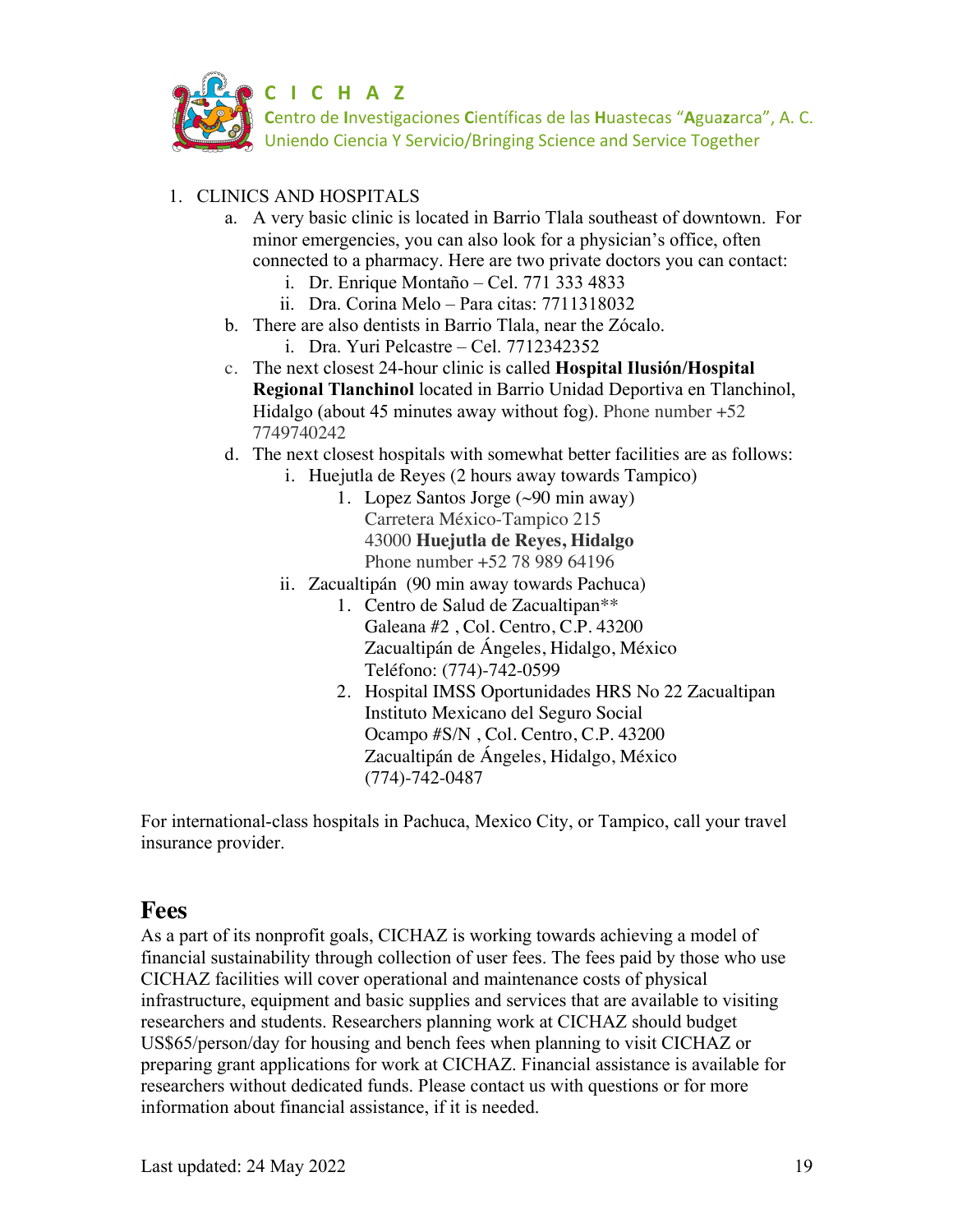1. CLINICS AND HOSPITALS
    a. A very basic clinic is located in Barrio Tlala southeast of downtown. For minor emergencies, you can also look for a physician's office, often connected to a pharmacy. Here are two private doctors you can contact:
        i. Dr. Enrique Montaño – Cel. 771 333 4833
        ii. Dra. Corina Melo – Para citas: 7711318032
    b. There are also dentists in Barrio Tlala, near the Zócalo.
        i. Dra. Yuri Pelcastre – Cel. 7712342352
    c. The next closest 24-hour clinic is called **Hospital Ilusión/Hospital Regional Tlanchinol** located in Barrio Unidad Deportiva en Tlanchinol, Hidalgo (about 45 minutes away without fog). Phone number +52 7749740242
    d. The next closest hospitals with somewhat better facilities are as follows:
        i. Huejutla de Reyes (2 hours away towards Tampico)
            1. Lopez Santos Jorge (~90 min away)
               Carretera México-Tampico 215
               43000 **Huejutla de Reyes, Hidalgo**
               Phone number +52 78 989 64196
        ii. Zacualtipán (90 min away towards Pachuca)
            1. Centro de Salud de Zacualtipan**
               Galeana #2 , Col. Centro, C.P. 43200
               Zacualtipán de Ángeles, Hidalgo, México
               Teléfono: (774)-742-0599
            2. Hospital IMSS Oportunidades HRS No 22 Zacualtipan
               Instituto Mexicano del Seguro Social
               Ocampo #S/N , Col. Centro, C.P. 43200
               Zacualtipán de Ángeles, Hidalgo, México
               (774)-742-0487

For international-class hospitals in Pachuca, Mexico City, or Tampico, call your travel insurance provider.

## Fees

As a part of its nonprofit goals, CICHAZ is working towards achieving a model of financial sustainability through collection of user fees. The fees paid by those who use CICHAZ facilities will cover operational and maintenance costs of physical infrastructure, equipment and basic supplies and services that are available to visiting researchers and students. Researchers planning work at CICHAZ should budget US$65/person/day for housing and bench fees when planning to visit CICHAZ or preparing grant applications for work at CICHAZ. Financial assistance is available for researchers without dedicated funds. Please contact us with questions or for more information about financial assistance, if it is needed.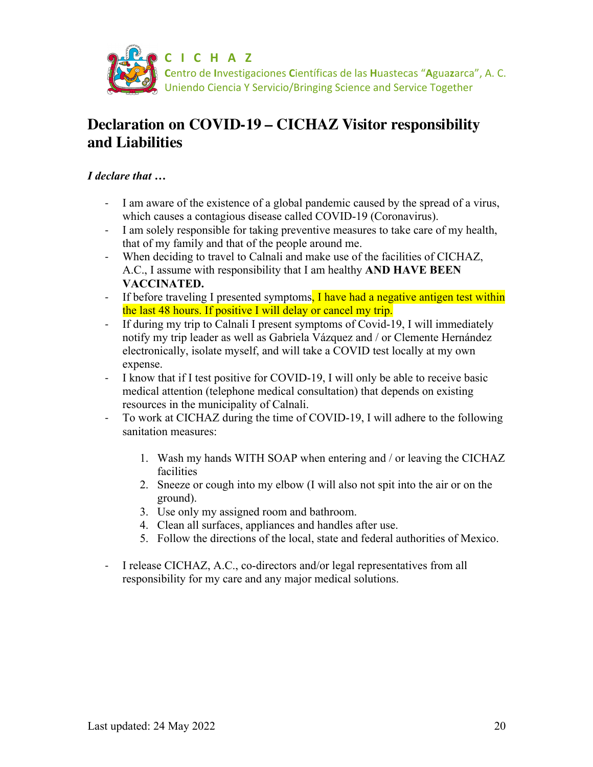**C I C H A Z**
**C**entro de **I**nvestigaciones **C**ientíficas de las **H**uastecas "**A**gua**z**arca", A. C.
Uniendo Ciencia Y Servicio/Bringing Science and Service Together

# Declaration on COVID-19 – CICHAZ Visitor responsibility and Liabilities

***I declare that …***

- I am aware of the existence of a global pandemic caused by the spread of a virus, which causes a contagious disease called COVID-19 (Coronavirus).
- I am solely responsible for taking preventive measures to take care of my health, that of my family and that of the people around me.
- When deciding to travel to Calnali and make use of the facilities of CICHAZ, A.C., I assume with responsibility that I am healthy **AND HAVE BEEN VACCINATED.**
- If before traveling I presented symptoms, I have had a negative antigen test within the last 48 hours. If positive I will delay or cancel my trip.
- If during my trip to Calnali I present symptoms of Covid-19, I will immediately notify my trip leader as well as Gabriela Vázquez and / or Clemente Hernández electronically, isolate myself, and will take a COVID test locally at my own expense.
- I know that if I test positive for COVID-19, I will only be able to receive basic medical attention (telephone medical consultation) that depends on existing resources in the municipality of Calnali.
- To work at CICHAZ during the time of COVID-19, I will adhere to the following sanitation measures:

  1. Wash my hands WITH SOAP when entering and / or leaving the CICHAZ facilities
  2. Sneeze or cough into my elbow (I will also not spit into the air or on the ground).
  3. Use only my assigned room and bathroom.
  4. Clean all surfaces, appliances and handles after use.
  5. Follow the directions of the local, state and federal authorities of Mexico.

- I release CICHAZ, A.C., co-directors and/or legal representatives from all responsibility for my care and any major medical solutions.

Last updated: 24 May 2022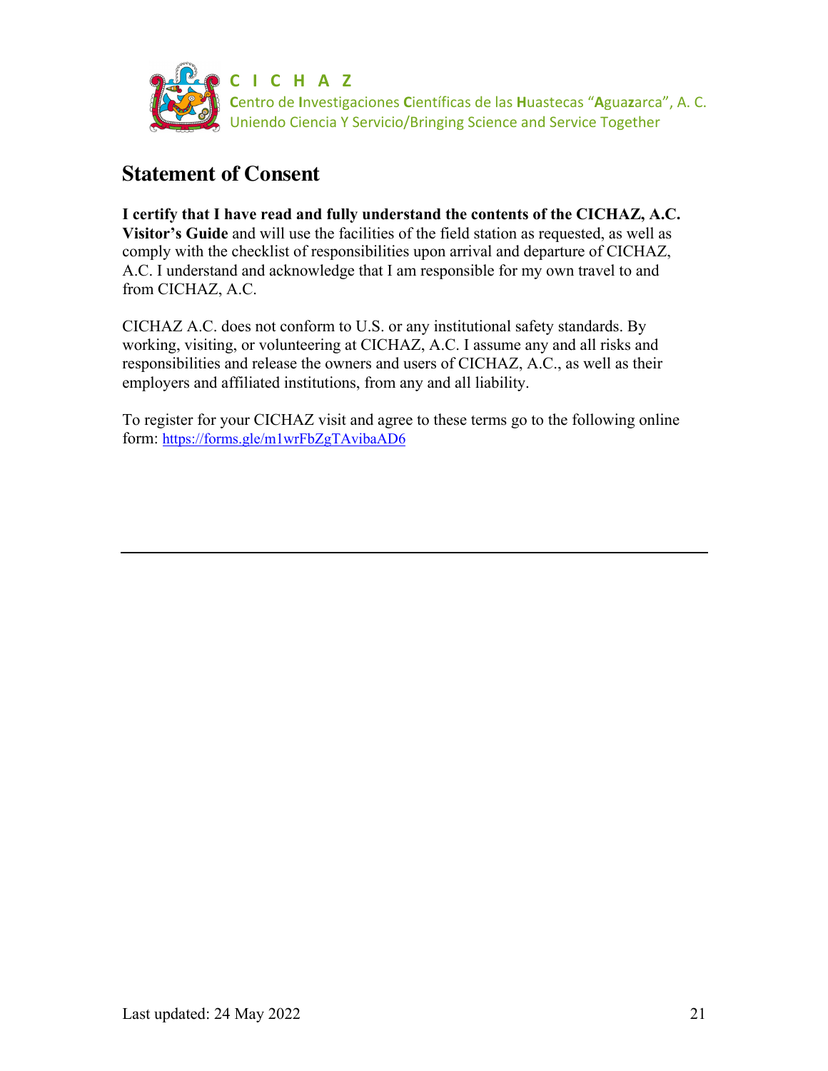# Statement of Consent

**I certify that I have read and fully understand the contents of the CICHAZ, A.C. Visitor's Guide** and will use the facilities of the field station as requested, as well as comply with the checklist of responsibilities upon arrival and departure of CICHAZ, A.C. I understand and acknowledge that I am responsible for my own travel to and from CICHAZ, A.C.

CICHAZ A.C. does not conform to U.S. or any institutional safety standards. By working, visiting, or volunteering at CICHAZ, A.C. I assume any and all risks and responsibilities and release the owners and users of CICHAZ, A.C., as well as their employers and affiliated institutions, from any and all liability.

To register for your CICHAZ visit and agree to these terms go to the following online form: https://forms.gle/m1wrFbZgTAvibaAD6

---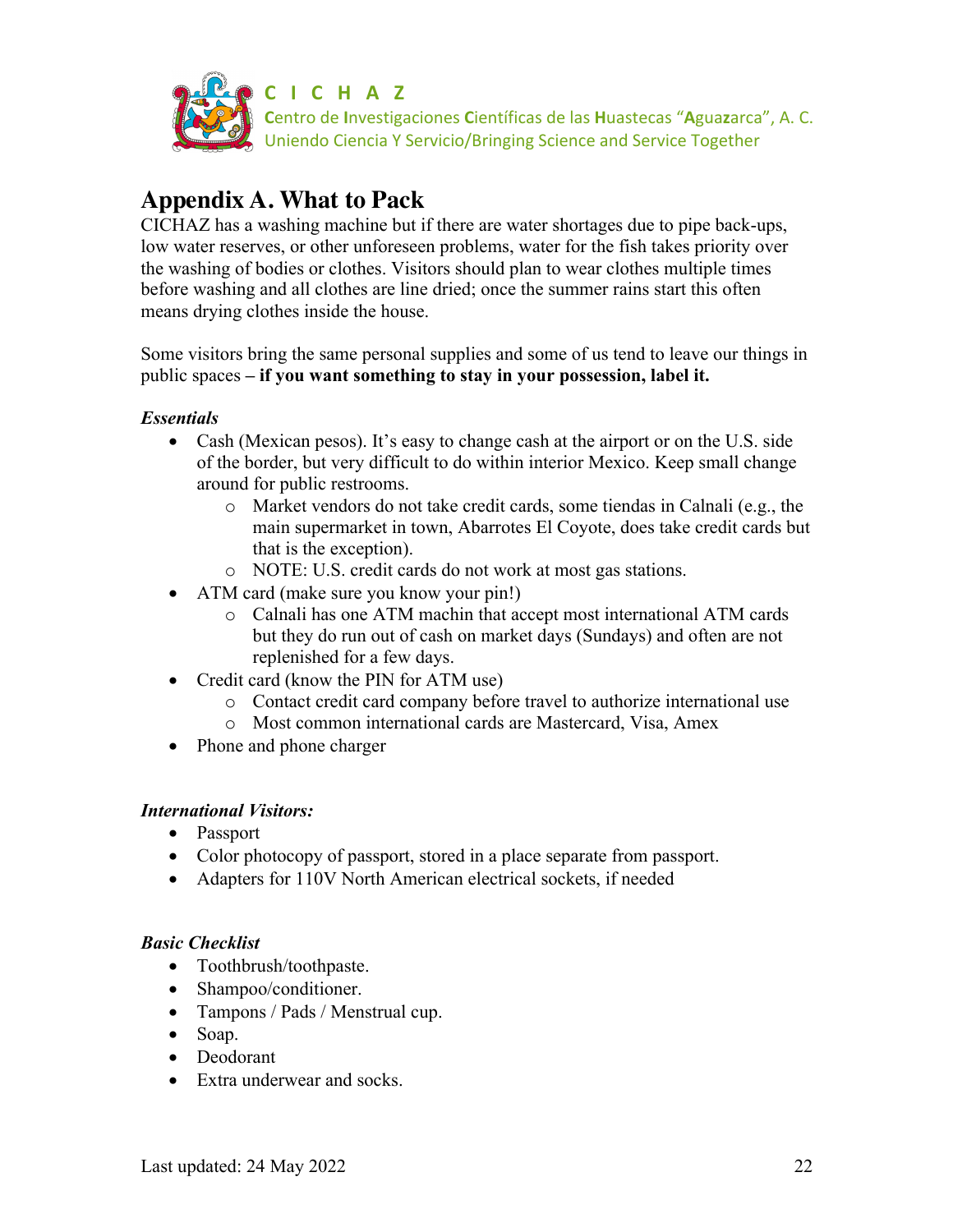## Appendix A. What to Pack

CICHAZ has a washing machine but if there are water shortages due to pipe back-ups, low water reserves, or other unforeseen problems, water for the fish takes priority over the washing of bodies or clothes. Visitors should plan to wear clothes multiple times before washing and all clothes are line dried; once the summer rains start this often means drying clothes inside the house.

Some visitors bring the same personal supplies and some of us tend to leave our things in public spaces **– if you want something to stay in your possession, label it.**

***Essentials***

- Cash (Mexican pesos). It's easy to change cash at the airport or on the U.S. side of the border, but very difficult to do within interior Mexico. Keep small change around for public restrooms.
  - Market vendors do not take credit cards, some tiendas in Calnali (e.g., the main supermarket in town, Abarrotes El Coyote, does take credit cards but that is the exception).
  - NOTE: U.S. credit cards do not work at most gas stations.
- ATM card (make sure you know your pin!)
  - Calnali has one ATM machin that accept most international ATM cards but they do run out of cash on market days (Sundays) and often are not replenished for a few days.
- Credit card (know the PIN for ATM use)
  - Contact credit card company before travel to authorize international use
  - Most common international cards are Mastercard, Visa, Amex
- Phone and phone charger

***International Visitors:***

- Passport
- Color photocopy of passport, stored in a place separate from passport.
- Adapters for 110V North American electrical sockets, if needed

***Basic Checklist***

- Toothbrush/toothpaste.
- Shampoo/conditioner.
- Tampons / Pads / Menstrual cup.
- Soap.
- Deodorant
- Extra underwear and socks.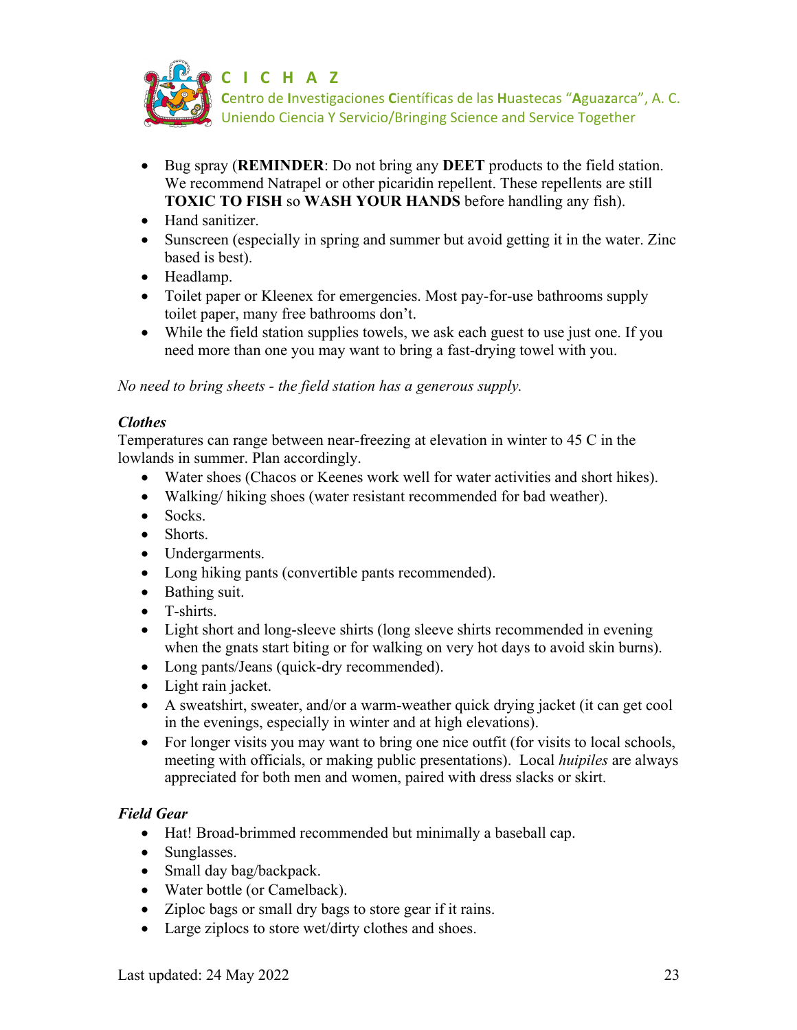- Bug spray (**REMINDER**: Do not bring any **DEET** products to the field station. We recommend Natrapel or other picaridin repellent. These repellents are still **TOXIC TO FISH** so **WASH YOUR HANDS** before handling any fish).
- Hand sanitizer.
- Sunscreen (especially in spring and summer but avoid getting it in the water. Zinc based is best).
- Headlamp.
- Toilet paper or Kleenex for emergencies. Most pay-for-use bathrooms supply toilet paper, many free bathrooms don't.
- While the field station supplies towels, we ask each guest to use just one. If you need more than one you may want to bring a fast-drying towel with you.

*No need to bring sheets - the field station has a generous supply.*

***Clothes***

Temperatures can range between near-freezing at elevation in winter to 45 C in the lowlands in summer. Plan accordingly.

- Water shoes (Chacos or Keenes work well for water activities and short hikes).
- Walking/ hiking shoes (water resistant recommended for bad weather).
- Socks.
- Shorts.
- Undergarments.
- Long hiking pants (convertible pants recommended).
- Bathing suit.
- T-shirts.
- Light short and long-sleeve shirts (long sleeve shirts recommended in evening when the gnats start biting or for walking on very hot days to avoid skin burns).
- Long pants/Jeans (quick-dry recommended).
- Light rain jacket.
- A sweatshirt, sweater, and/or a warm-weather quick drying jacket (it can get cool in the evenings, especially in winter and at high elevations).
- For longer visits you may want to bring one nice outfit (for visits to local schools, meeting with officials, or making public presentations). Local *huipiles* are always appreciated for both men and women, paired with dress slacks or skirt.

***Field Gear***

- Hat! Broad-brimmed recommended but minimally a baseball cap.
- Sunglasses.
- Small day bag/backpack.
- Water bottle (or Camelback).
- Ziploc bags or small dry bags to store gear if it rains.
- Large ziplocs to store wet/dirty clothes and shoes.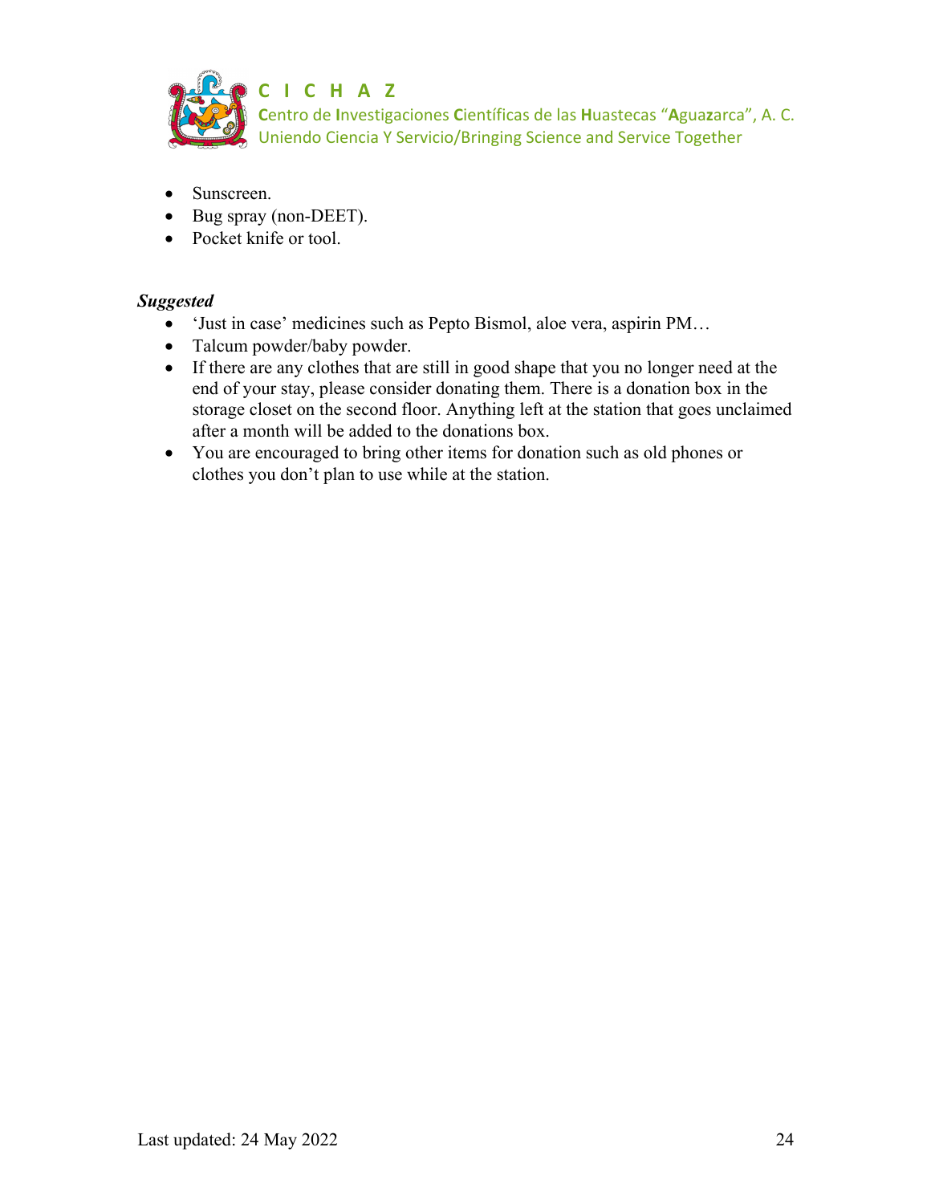- Sunscreen.
- Bug spray (non-DEET).
- Pocket knife or tool.

***Suggested***

- 'Just in case' medicines such as Pepto Bismol, aloe vera, aspirin PM…
- Talcum powder/baby powder.
- If there are any clothes that are still in good shape that you no longer need at the end of your stay, please consider donating them. There is a donation box in the storage closet on the second floor. Anything left at the station that goes unclaimed after a month will be added to the donations box.
- You are encouraged to bring other items for donation such as old phones or clothes you don't plan to use while at the station.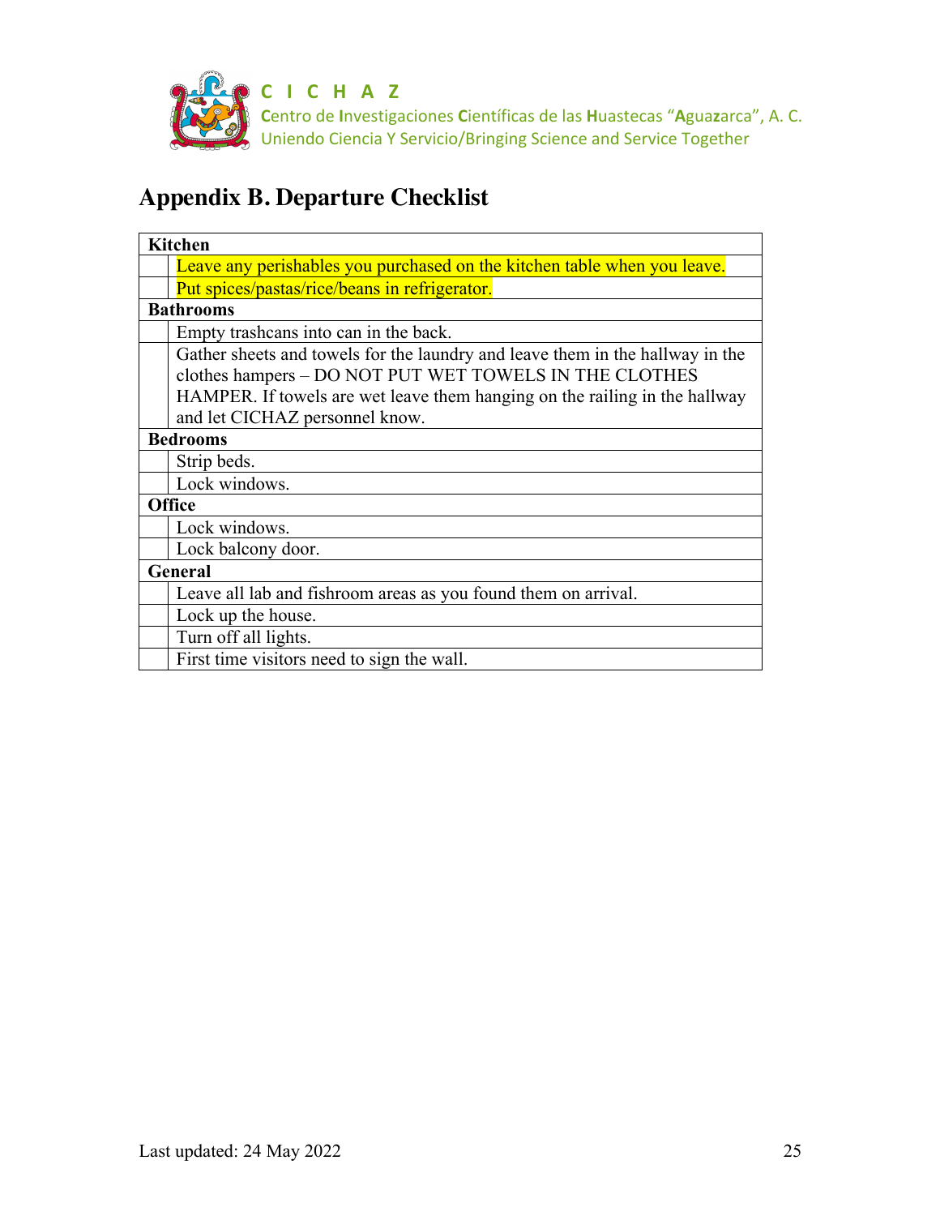## Appendix B. Departure Checklist

| | Kitchen |
|---|---|
| | Leave any perishables you purchased on the kitchen table when you leave. |
| | Put spices/pastas/rice/beans in refrigerator. |
| **Bathrooms** | |
| | Empty trashcans into can in the back. |
| | Gather sheets and towels for the laundry and leave them in the hallway in the clothes hampers – DO NOT PUT WET TOWELS IN THE CLOTHES HAMPER. If towels are wet leave them hanging on the railing in the hallway and let CICHAZ personnel know. |
| **Bedrooms** | |
| | Strip beds. |
| | Lock windows. |
| **Office** | |
| | Lock windows. |
| | Lock balcony door. |
| **General** | |
| | Leave all lab and fishroom areas as you found them on arrival. |
| | Lock up the house. |
| | Turn off all lights. |
| | First time visitors need to sign the wall. |

Last updated: 24 May 2022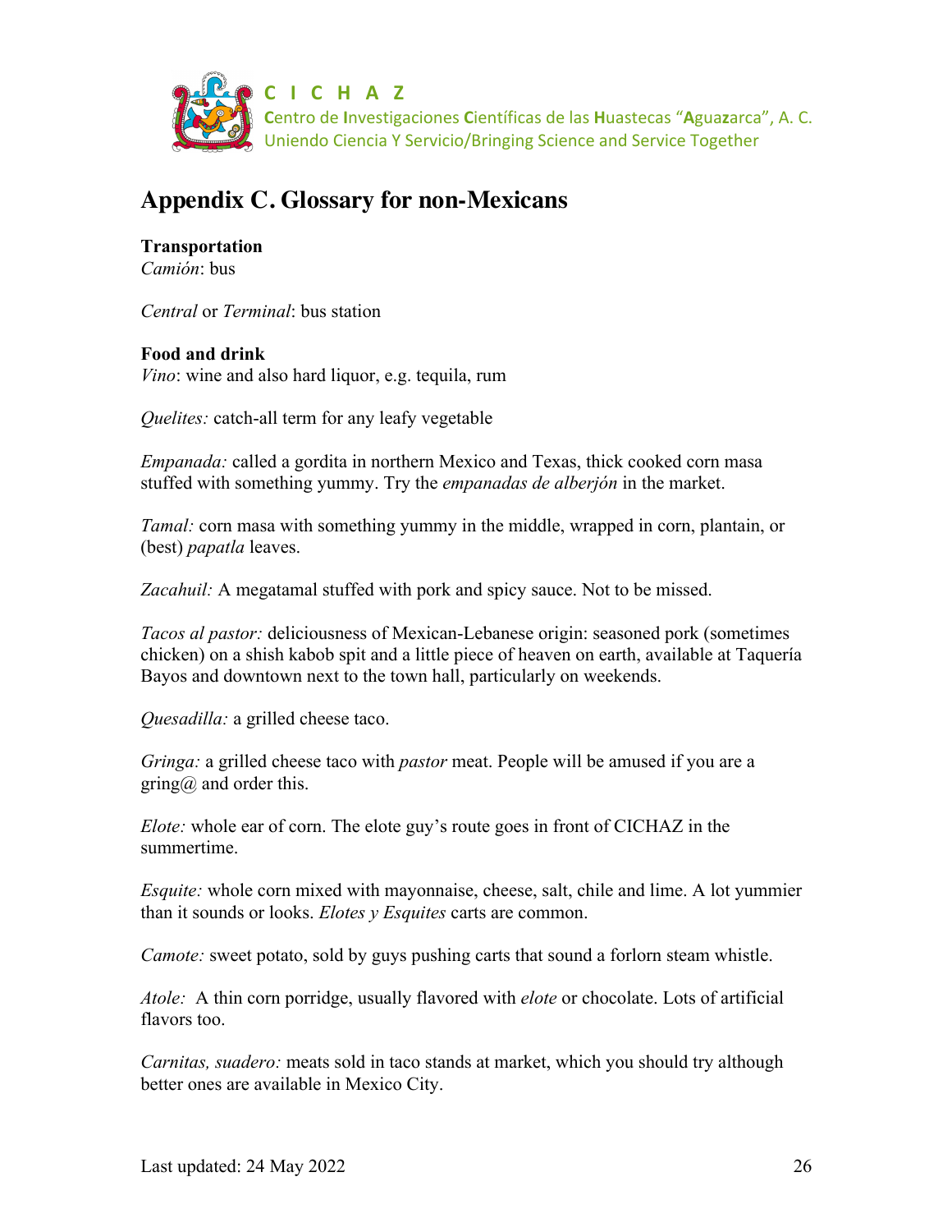# Appendix C. Glossary for non-Mexicans

**Transportation**

*Camión*: bus

*Central* or *Terminal*: bus station

**Food and drink**

*Vino*: wine and also hard liquor, e.g. tequila, rum

*Quelites:* catch-all term for any leafy vegetable

*Empanada:* called a gordita in northern Mexico and Texas, thick cooked corn masa stuffed with something yummy. Try the *empanadas de alberjón* in the market.

*Tamal:* corn masa with something yummy in the middle, wrapped in corn, plantain, or (best) *papatla* leaves.

*Zacahuil:* A megatamal stuffed with pork and spicy sauce. Not to be missed.

*Tacos al pastor:* deliciousness of Mexican-Lebanese origin: seasoned pork (sometimes chicken) on a shish kabob spit and a little piece of heaven on earth, available at Taquería Bayos and downtown next to the town hall, particularly on weekends.

*Quesadilla:* a grilled cheese taco.

*Gringa:* a grilled cheese taco with *pastor* meat. People will be amused if you are a gring@ and order this.

*Elote:* whole ear of corn. The elote guy's route goes in front of CICHAZ in the summertime.

*Esquite:* whole corn mixed with mayonnaise, cheese, salt, chile and lime. A lot yummier than it sounds or looks. *Elotes y Esquites* carts are common.

*Camote:* sweet potato, sold by guys pushing carts that sound a forlorn steam whistle.

*Atole:* A thin corn porridge, usually flavored with *elote* or chocolate. Lots of artificial flavors too.

*Carnitas, suadero:* meats sold in taco stands at market, which you should try although better ones are available in Mexico City.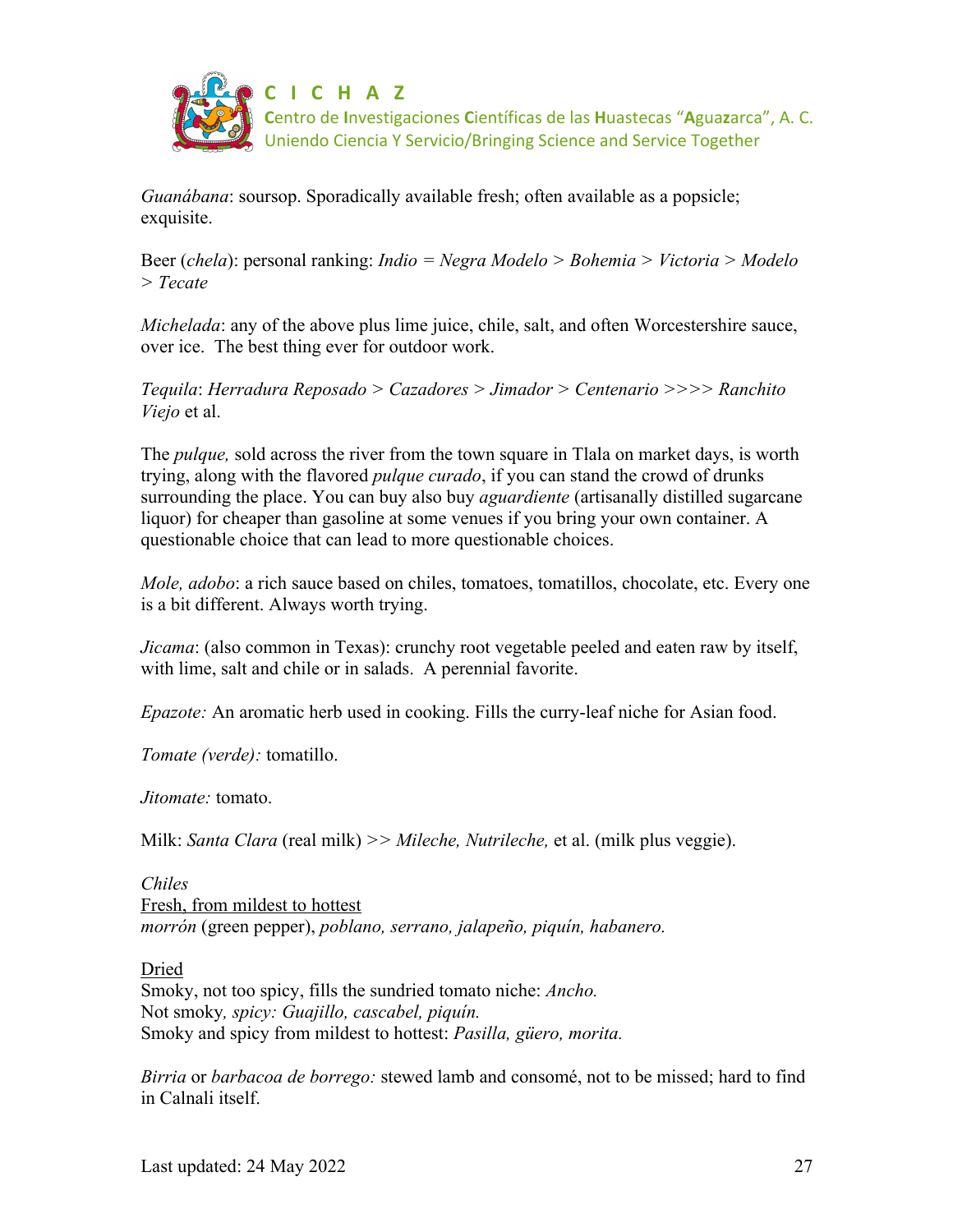*Guanábana*: soursop. Sporadically available fresh; often available as a popsicle; exquisite.

Beer (*chela*): personal ranking: *Indio = Negra Modelo > Bohemia > Victoria > Modelo > Tecate*

*Michelada*: any of the above plus lime juice, chile, salt, and often Worcestershire sauce, over ice. The best thing ever for outdoor work.

*Tequila*: *Herradura Reposado > Cazadores > Jimador > Centenario >>>> Ranchito Viejo* et al.

The *pulque,* sold across the river from the town square in Tlala on market days, is worth trying, along with the flavored *pulque curado*, if you can stand the crowd of drunks surrounding the place. You can buy also buy *aguardiente* (artisanally distilled sugarcane liquor) for cheaper than gasoline at some venues if you bring your own container. A questionable choice that can lead to more questionable choices.

*Mole, adobo*: a rich sauce based on chiles, tomatoes, tomatillos, chocolate, etc. Every one is a bit different. Always worth trying.

*Jicama*: (also common in Texas): crunchy root vegetable peeled and eaten raw by itself, with lime, salt and chile or in salads. A perennial favorite.

*Epazote:* An aromatic herb used in cooking. Fills the curry-leaf niche for Asian food.

*Tomate (verde):* tomatillo.

*Jitomate:* tomato.

Milk: *Santa Clara* (real milk) >> *Mileche, Nutrileche,* et al. (milk plus veggie).

*Chiles*

<u>Fresh, from mildest to hottest</u>
*morrón* (green pepper), *poblano, serrano, jalapeño, piquín, habanero.*

<u>Dried</u>
Smoky, not too spicy, fills the sundried tomato niche: *Ancho.*
Not smoky*, spicy: Guajillo, cascabel, piquín.*
Smoky and spicy from mildest to hottest: *Pasilla, güero, morita.*

*Birria* or *barbacoa de borrego:* stewed lamb and consomé, not to be missed; hard to find in Calnali itself.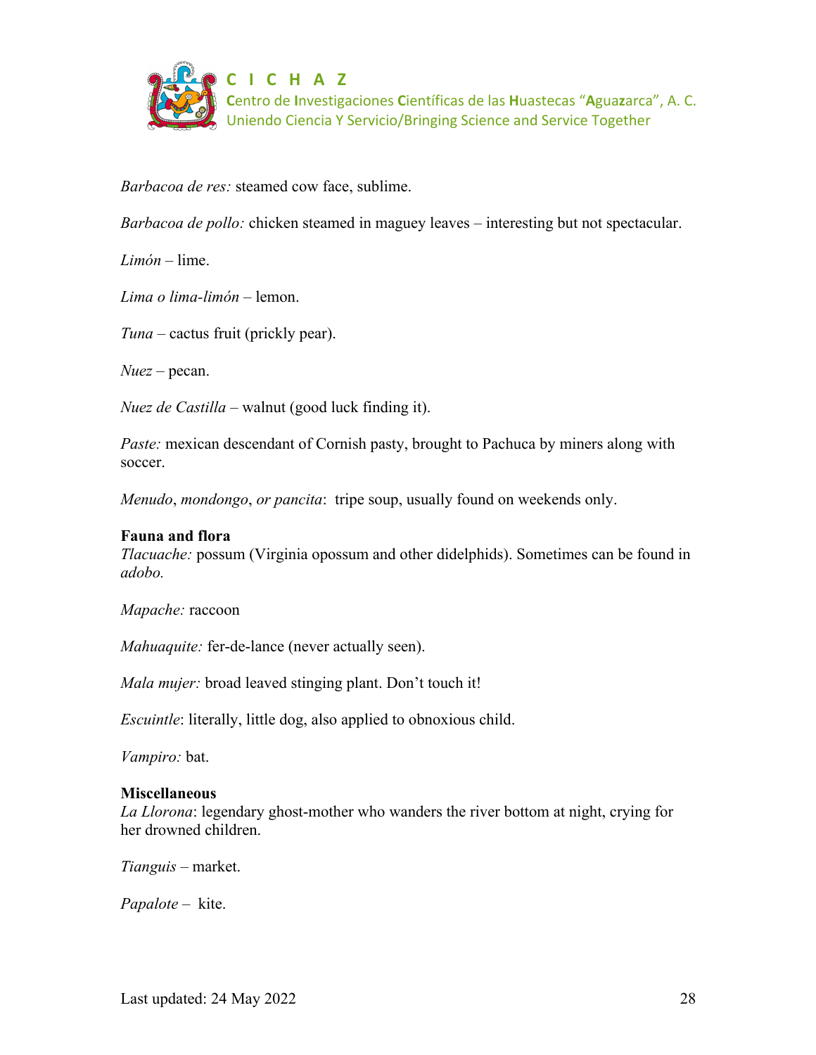*Barbacoa de res:* steamed cow face, sublime.

*Barbacoa de pollo:* chicken steamed in maguey leaves – interesting but not spectacular.

*Limón* – lime.

*Lima o lima-limón* – lemon.

*Tuna* – cactus fruit (prickly pear).

*Nuez* – pecan.

*Nuez de Castilla* – walnut (good luck finding it).

*Paste:* mexican descendant of Cornish pasty, brought to Pachuca by miners along with soccer.

*Menudo*, *mondongo*, *or pancita*: tripe soup, usually found on weekends only.

**Fauna and flora**

*Tlacuache:* possum (Virginia opossum and other didelphids). Sometimes can be found in *adobo.*

*Mapache:* raccoon

*Mahuaquite:* fer-de-lance (never actually seen).

*Mala mujer:* broad leaved stinging plant. Don't touch it!

*Escuintle*: literally, little dog, also applied to obnoxious child.

*Vampiro:* bat.

**Miscellaneous**

*La Llorona*: legendary ghost-mother who wanders the river bottom at night, crying for her drowned children.

*Tianguis* – market.

*Papalote* – kite.